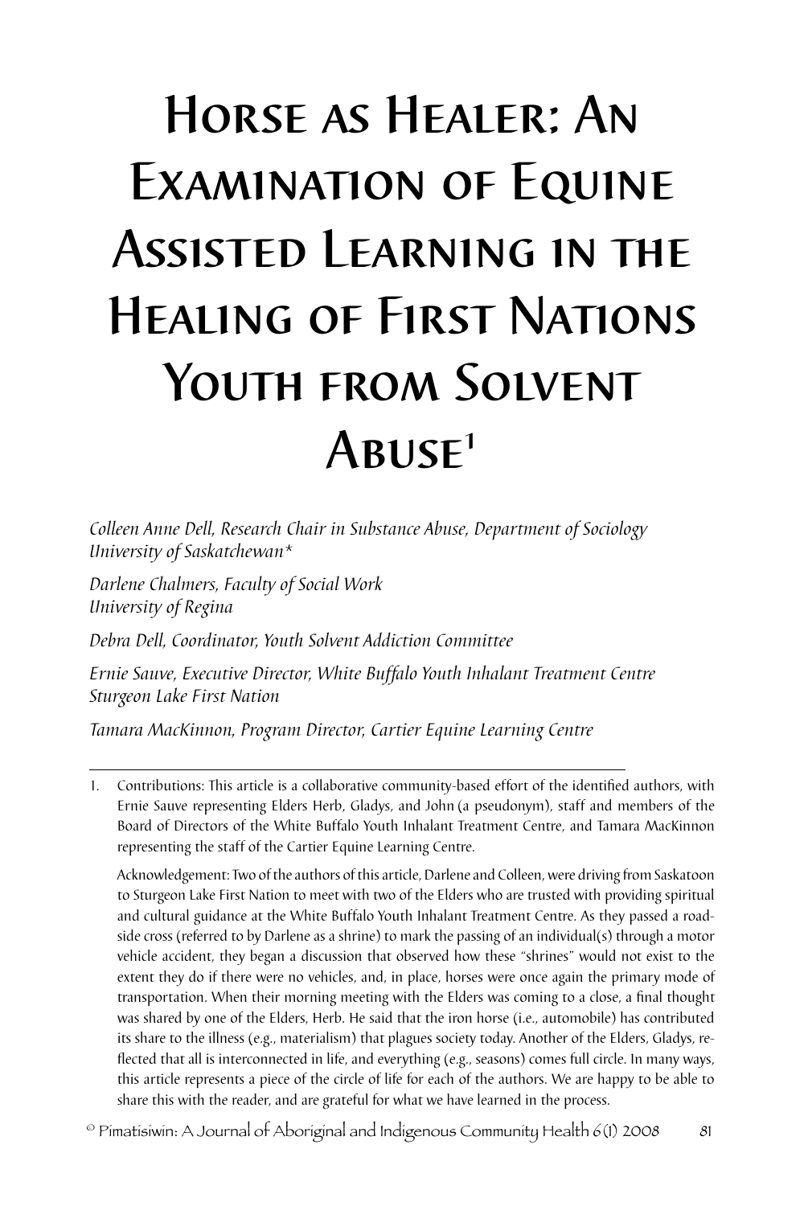# Horse as Healer: An Examination of Equine Assisted Learning in the Healing of First Nations Youth from Solvent Abuse[1]

*Colleen Anne Dell, Research Chair in Substance Abuse, Department of Sociology*
*University of Saskatchewan\**

*Darlene Chalmers, Faculty of Social Work*
*University of Regina*

*Debra Dell, Coordinator, Youth Solvent Addiction Committee*

*Ernie Sauve, Executive Director, White Buffalo Youth Inhalant Treatment Centre*
*Sturgeon Lake First Nation*

*Tamara MacKinnon, Program Director, Cartier Equine Learning Centre*

---

1. Contributions: This article is a collaborative community-based effort of the identified authors, with Ernie Sauve representing Elders Herb, Gladys, and John (a pseudonym), staff and members of the Board of Directors of the White Buffalo Youth Inhalant Treatment Centre, and Tamara MacKinnon representing the staff of the Cartier Equine Learning Centre.

   Acknowledgement: Two of the authors of this article, Darlene and Colleen, were driving from Saskatoon to Sturgeon Lake First Nation to meet with two of the Elders who are trusted with providing spiritual and cultural guidance at the White Buffalo Youth Inhalant Treatment Centre. As they passed a road-side cross (referred to by Darlene as a shrine) to mark the passing of an individual(s) through a motor vehicle accident, they began a discussion that observed how these "shrines" would not exist to the extent they do if there were no vehicles, and, in place, horses were once again the primary mode of transportation. When their morning meeting with the Elders was coming to a close, a final thought was shared by one of the Elders, Herb. He said that the iron horse (i.e., automobile) has contributed its share to the illness (e.g., materialism) that plagues society today. Another of the Elders, Gladys, reflected that all is interconnected in life, and everything (e.g., seasons) comes full circle. In many ways, this article represents a piece of the circle of life for each of the authors. We are happy to be able to share this with the reader, and are grateful for what we have learned in the process.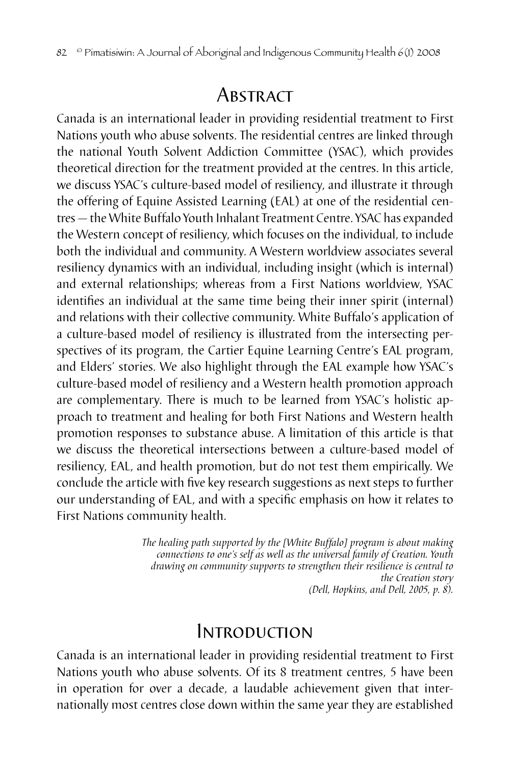## Abstract

Canada is an international leader in providing residential treatment to First Nations youth who abuse solvents. The residential centres are linked through the national Youth Solvent Addiction Committee (YSAC), which provides theoretical direction for the treatment provided at the centres. In this article, we discuss YSAC's culture-based model of resiliency, and illustrate it through the offering of Equine Assisted Learning (EAL) at one of the residential centres — the White Buffalo Youth Inhalant Treatment Centre. YSAC has expanded the Western concept of resiliency, which focuses on the individual, to include both the individual and community. A Western worldview associates several resiliency dynamics with an individual, including insight (which is internal) and external relationships; whereas from a First Nations worldview, YSAC identifies an individual at the same time being their inner spirit (internal) and relations with their collective community. White Buffalo's application of a culture-based model of resiliency is illustrated from the intersecting perspectives of its program, the Cartier Equine Learning Centre's EAL program, and Elders' stories. We also highlight through the EAL example how YSAC's culture-based model of resiliency and a Western health promotion approach are complementary. There is much to be learned from YSAC's holistic approach to treatment and healing for both First Nations and Western health promotion responses to substance abuse. A limitation of this article is that we discuss the theoretical intersections between a culture-based model of resiliency, EAL, and health promotion, but do not test them empirically. We conclude the article with five key research suggestions as next steps to further our understanding of EAL, and with a specific emphasis on how it relates to First Nations community health.

> *The healing path supported by the [White Buffalo] program is about making connections to one's self as well as the universal family of Creation. Youth drawing on community supports to strengthen their resilience is central to the Creation story*
> *(Dell, Hopkins, and Dell, 2005, p. 8).*

## Introduction

Canada is an international leader in providing residential treatment to First Nations youth who abuse solvents. Of its 8 treatment centres, 5 have been in operation for over a decade, a laudable achievement given that internationally most centres close down within the same year they are established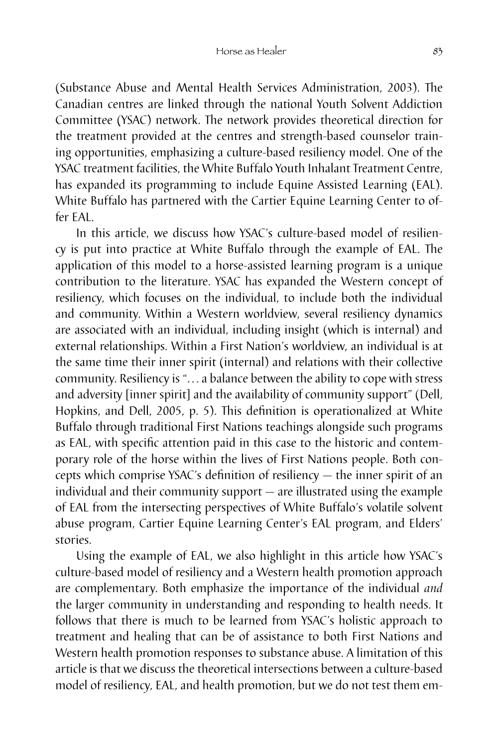(Substance Abuse and Mental Health Services Administration, 2003). The Canadian centres are linked through the national Youth Solvent Addiction Committee (YSAC) network. The network provides theoretical direction for the treatment provided at the centres and strength-based counselor training opportunities, emphasizing a culture-based resiliency model. One of the YSAC treatment facilities, the White Buffalo Youth Inhalant Treatment Centre, has expanded its programming to include Equine Assisted Learning (EAL). White Buffalo has partnered with the Cartier Equine Learning Center to offer EAL.

In this article, we discuss how YSAC's culture-based model of resiliency is put into practice at White Buffalo through the example of EAL. The application of this model to a horse-assisted learning program is a unique contribution to the literature. YSAC has expanded the Western concept of resiliency, which focuses on the individual, to include both the individual and community. Within a Western worldview, several resiliency dynamics are associated with an individual, including insight (which is internal) and external relationships. Within a First Nation's worldview, an individual is at the same time their inner spirit (internal) and relations with their collective community. Resiliency is "… a balance between the ability to cope with stress and adversity [inner spirit] and the availability of community support" (Dell, Hopkins, and Dell, 2005, p. 5). This definition is operationalized at White Buffalo through traditional First Nations teachings alongside such programs as EAL, with specific attention paid in this case to the historic and contemporary role of the horse within the lives of First Nations people. Both concepts which comprise YSAC's definition of resiliency — the inner spirit of an individual and their community support — are illustrated using the example of EAL from the intersecting perspectives of White Buffalo's volatile solvent abuse program, Cartier Equine Learning Center's EAL program, and Elders' stories.

Using the example of EAL, we also highlight in this article how YSAC's culture-based model of resiliency and a Western health promotion approach are complementary. Both emphasize the importance of the individual *and* the larger community in understanding and responding to health needs. It follows that there is much to be learned from YSAC's holistic approach to treatment and healing that can be of assistance to both First Nations and Western health promotion responses to substance abuse. A limitation of this article is that we discuss the theoretical intersections between a culture-based model of resiliency, EAL, and health promotion, but we do not test them em-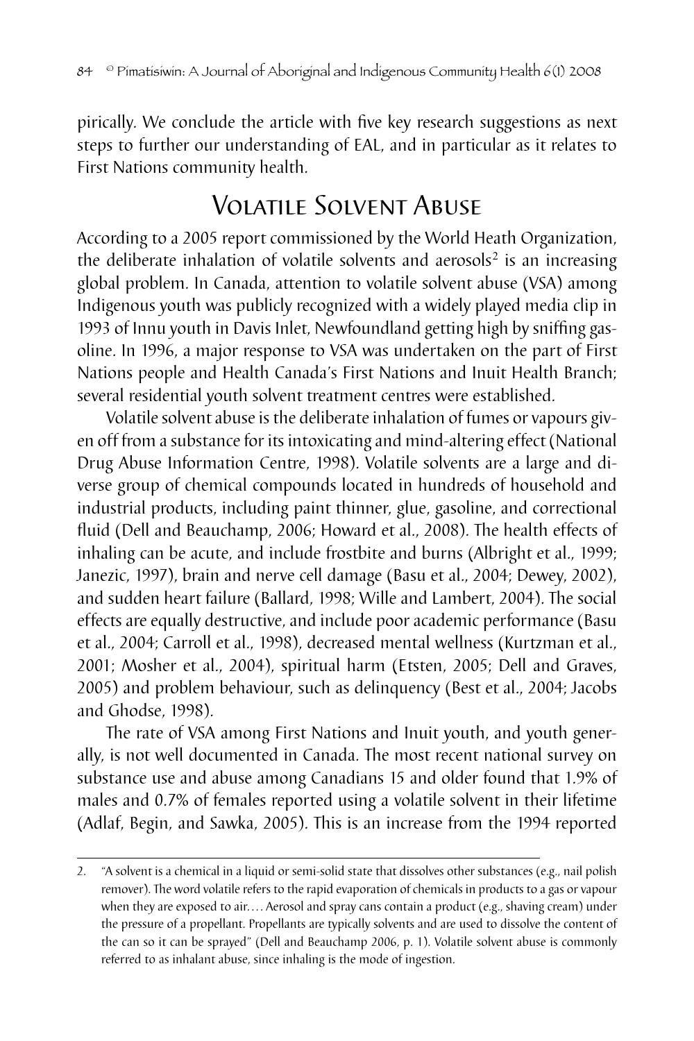pirically. We conclude the article with five key research suggestions as next steps to further our understanding of EAL, and in particular as it relates to First Nations community health.

## Volatile Solvent Abuse

According to a 2005 report commissioned by the World Heath Organization, the deliberate inhalation of volatile solvents and aerosols[2] is an increasing global problem. In Canada, attention to volatile solvent abuse (VSA) among Indigenous youth was publicly recognized with a widely played media clip in 1993 of Innu youth in Davis Inlet, Newfoundland getting high by sniffing gasoline. In 1996, a major response to VSA was undertaken on the part of First Nations people and Health Canada's First Nations and Inuit Health Branch; several residential youth solvent treatment centres were established.

Volatile solvent abuse is the deliberate inhalation of fumes or vapours given off from a substance for its intoxicating and mind-altering effect (National Drug Abuse Information Centre, 1998). Volatile solvents are a large and diverse group of chemical compounds located in hundreds of household and industrial products, including paint thinner, glue, gasoline, and correctional fluid (Dell and Beauchamp, 2006; Howard et al., 2008). The health effects of inhaling can be acute, and include frostbite and burns (Albright et al., 1999; Janezic, 1997), brain and nerve cell damage (Basu et al., 2004; Dewey, 2002), and sudden heart failure (Ballard, 1998; Wille and Lambert, 2004). The social effects are equally destructive, and include poor academic performance (Basu et al., 2004; Carroll et al., 1998), decreased mental wellness (Kurtzman et al., 2001; Mosher et al., 2004), spiritual harm (Etsten, 2005; Dell and Graves, 2005) and problem behaviour, such as delinquency (Best et al., 2004; Jacobs and Ghodse, 1998).

The rate of VSA among First Nations and Inuit youth, and youth generally, is not well documented in Canada. The most recent national survey on substance use and abuse among Canadians 15 and older found that 1.9% of males and 0.7% of females reported using a volatile solvent in their lifetime (Adlaf, Begin, and Sawka, 2005). This is an increase from the 1994 reported

---

2. "A solvent is a chemical in a liquid or semi-solid state that dissolves other substances (e.g., nail polish remover). The word volatile refers to the rapid evaporation of chemicals in products to a gas or vapour when they are exposed to air.… Aerosol and spray cans contain a product (e.g., shaving cream) under the pressure of a propellant. Propellants are typically solvents and are used to dissolve the content of the can so it can be sprayed" (Dell and Beauchamp 2006, p. 1). Volatile solvent abuse is commonly referred to as inhalant abuse, since inhaling is the mode of ingestion.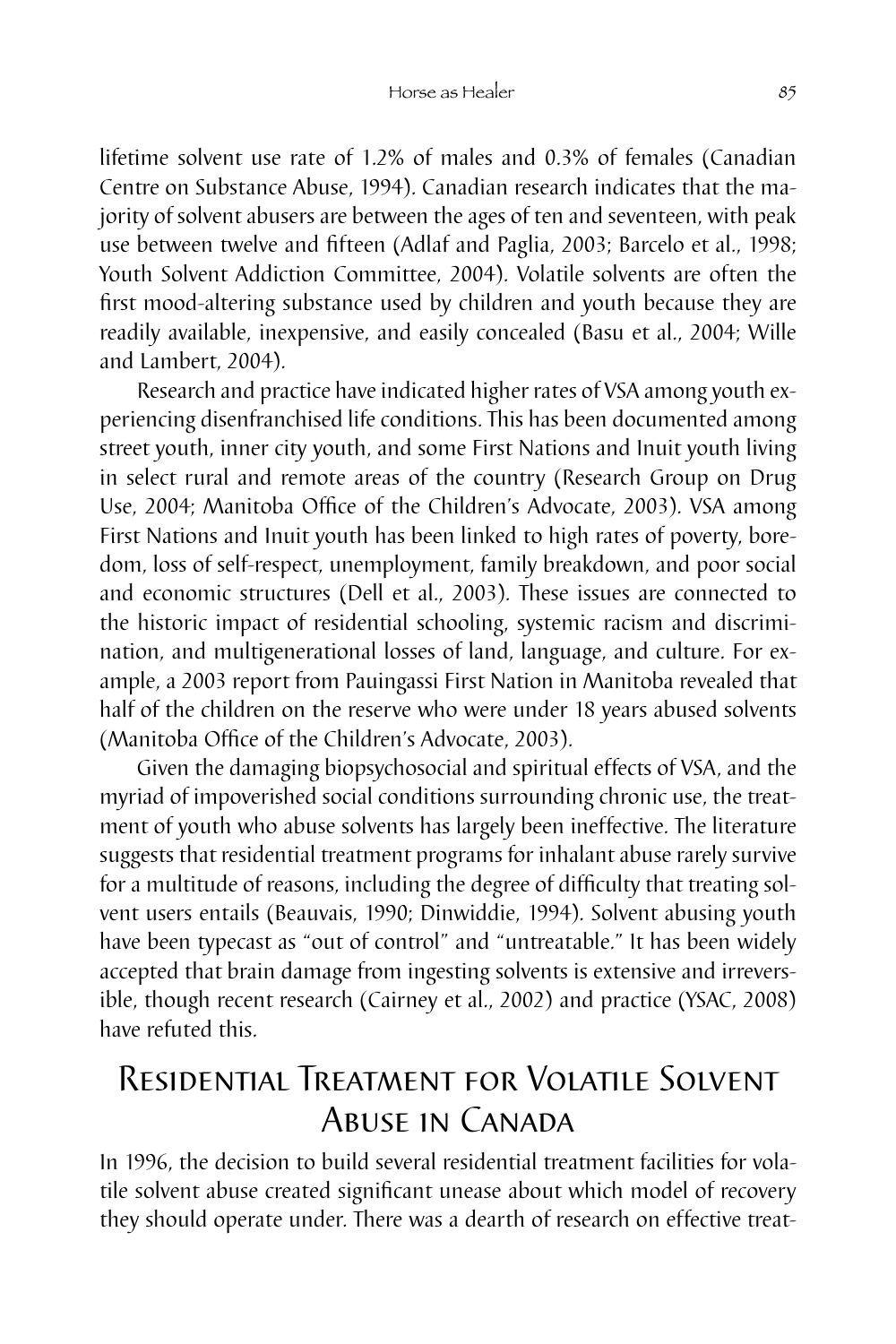lifetime solvent use rate of 1.2% of males and 0.3% of females (Canadian Centre on Substance Abuse, 1994). Canadian research indicates that the majority of solvent abusers are between the ages of ten and seventeen, with peak use between twelve and fifteen (Adlaf and Paglia, 2003; Barcelo et al., 1998; Youth Solvent Addiction Committee, 2004). Volatile solvents are often the first mood-altering substance used by children and youth because they are readily available, inexpensive, and easily concealed (Basu et al., 2004; Wille and Lambert, 2004).

Research and practice have indicated higher rates of VSA among youth experiencing disenfranchised life conditions. This has been documented among street youth, inner city youth, and some First Nations and Inuit youth living in select rural and remote areas of the country (Research Group on Drug Use, 2004; Manitoba Office of the Children's Advocate, 2003). VSA among First Nations and Inuit youth has been linked to high rates of poverty, boredom, loss of self-respect, unemployment, family breakdown, and poor social and economic structures (Dell et al., 2003). These issues are connected to the historic impact of residential schooling, systemic racism and discrimination, and multigenerational losses of land, language, and culture. For example, a 2003 report from Pauingassi First Nation in Manitoba revealed that half of the children on the reserve who were under 18 years abused solvents (Manitoba Office of the Children's Advocate, 2003).

Given the damaging biopsychosocial and spiritual effects of VSA, and the myriad of impoverished social conditions surrounding chronic use, the treatment of youth who abuse solvents has largely been ineffective. The literature suggests that residential treatment programs for inhalant abuse rarely survive for a multitude of reasons, including the degree of difficulty that treating solvent users entails (Beauvais, 1990; Dinwiddie, 1994). Solvent abusing youth have been typecast as "out of control" and "untreatable." It has been widely accepted that brain damage from ingesting solvents is extensive and irreversible, though recent research (Cairney et al., 2002) and practice (YSAC, 2008) have refuted this.

## Residential Treatment for Volatile Solvent Abuse in Canada

In 1996, the decision to build several residential treatment facilities for volatile solvent abuse created significant unease about which model of recovery they should operate under. There was a dearth of research on effective treat-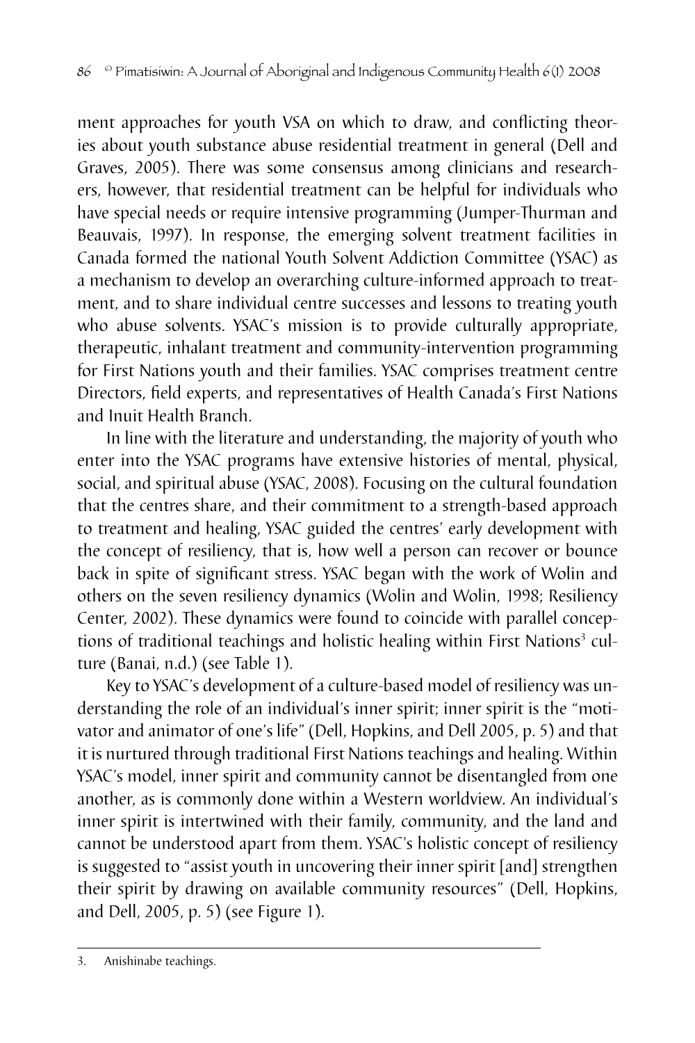ment approaches for youth VSA on which to draw, and conflicting theories about youth substance abuse residential treatment in general (Dell and Graves, 2005). There was some consensus among clinicians and researchers, however, that residential treatment can be helpful for individuals who have special needs or require intensive programming (Jumper-Thurman and Beauvais, 1997). In response, the emerging solvent treatment facilities in Canada formed the national Youth Solvent Addiction Committee (YSAC) as a mechanism to develop an overarching culture-informed approach to treatment, and to share individual centre successes and lessons to treating youth who abuse solvents. YSAC's mission is to provide culturally appropriate, therapeutic, inhalant treatment and community-intervention programming for First Nations youth and their families. YSAC comprises treatment centre Directors, field experts, and representatives of Health Canada's First Nations and Inuit Health Branch.

In line with the literature and understanding, the majority of youth who enter into the YSAC programs have extensive histories of mental, physical, social, and spiritual abuse (YSAC, 2008). Focusing on the cultural foundation that the centres share, and their commitment to a strength-based approach to treatment and healing, YSAC guided the centres' early development with the concept of resiliency, that is, how well a person can recover or bounce back in spite of significant stress. YSAC began with the work of Wolin and others on the seven resiliency dynamics (Wolin and Wolin, 1998; Resiliency Center, 2002). These dynamics were found to coincide with parallel conceptions of traditional teachings and holistic healing within First Nations[3] culture (Banai, n.d.) (see Table 1).

Key to YSAC's development of a culture-based model of resiliency was understanding the role of an individual's inner spirit; inner spirit is the "motivator and animator of one's life" (Dell, Hopkins, and Dell 2005, p. 5) and that it is nurtured through traditional First Nations teachings and healing. Within YSAC's model, inner spirit and community cannot be disentangled from one another, as is commonly done within a Western worldview. An individual's inner spirit is intertwined with their family, community, and the land and cannot be understood apart from them. YSAC's holistic concept of resiliency is suggested to "assist youth in uncovering their inner spirit [and] strengthen their spirit by drawing on available community resources" (Dell, Hopkins, and Dell, 2005, p. 5) (see Figure 1).

3. Anishinabe teachings.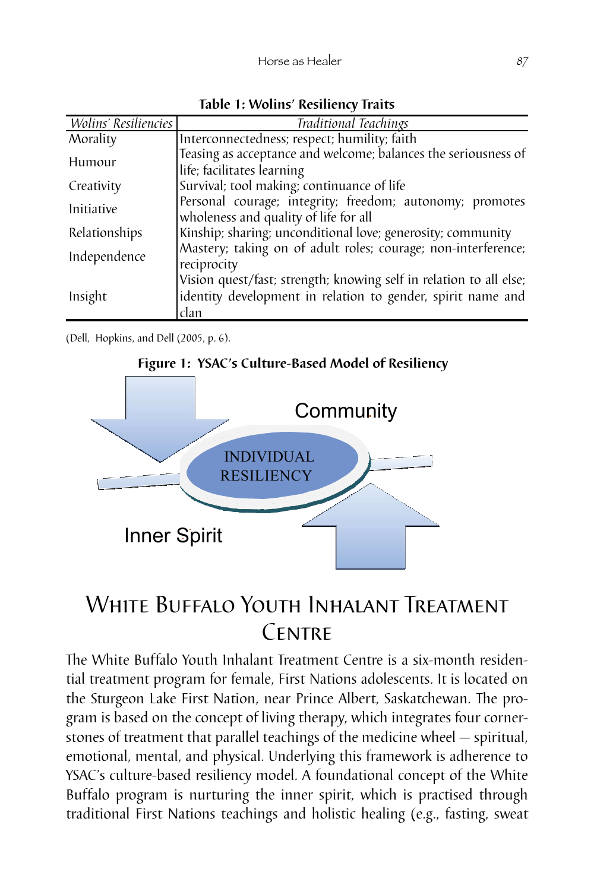**Table 1: Wolins' Resiliency Traits**

| *Wolins' Resiliencies* | *Traditional Teachings* |
|---|---|
| Morality | Interconnectedness; respect; humility; faith |
| Humour | Teasing as acceptance and welcome; balances the seriousness of life; facilitates learning |
| Creativity | Survival; tool making; continuance of life |
| Initiative | Personal courage; integrity; freedom; autonomy; promotes wholeness and quality of life for all |
| Relationships | Kinship; sharing; unconditional love; generosity; community |
| Independence | Mastery; taking on of adult roles; courage; non-interference; reciprocity |
| Insight | Vision quest/fast; strength; knowing self in relation to all else; identity development in relation to gender, spirit name and clan |

(Dell, Hopkins, and Dell (2005, p. 6).

**Figure 1: YSAC's Culture-Based Model of Resiliency**

Community

INDIVIDUAL RESILIENCY

Inner Spirit

# White Buffalo Youth Inhalant Treatment Centre

The White Buffalo Youth Inhalant Treatment Centre is a six-month residential treatment program for female, First Nations adolescents. It is located on the Sturgeon Lake First Nation, near Prince Albert, Saskatchewan. The program is based on the concept of living therapy, which integrates four cornerstones of treatment that parallel teachings of the medicine wheel — spiritual, emotional, mental, and physical. Underlying this framework is adherence to YSAC's culture-based resiliency model. A foundational concept of the White Buffalo program is nurturing the inner spirit, which is practised through traditional First Nations teachings and holistic healing (e.g., fasting, sweat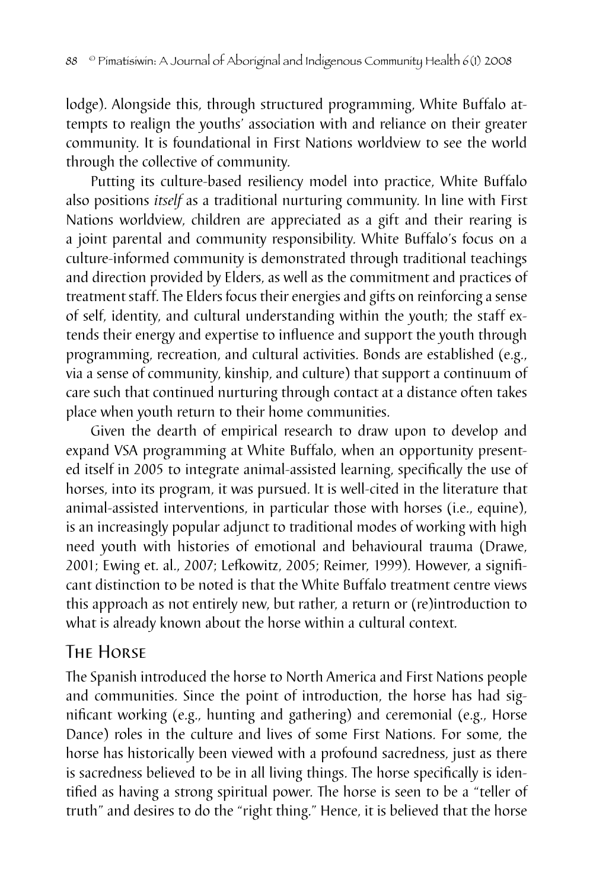lodge). Alongside this, through structured programming, White Buffalo attempts to realign the youths' association with and reliance on their greater community. It is foundational in First Nations worldview to see the world through the collective of community.

Putting its culture-based resiliency model into practice, White Buffalo also positions *itself* as a traditional nurturing community. In line with First Nations worldview, children are appreciated as a gift and their rearing is a joint parental and community responsibility. White Buffalo's focus on a culture-informed community is demonstrated through traditional teachings and direction provided by Elders, as well as the commitment and practices of treatment staff. The Elders focus their energies and gifts on reinforcing a sense of self, identity, and cultural understanding within the youth; the staff extends their energy and expertise to influence and support the youth through programming, recreation, and cultural activities. Bonds are established (e.g., via a sense of community, kinship, and culture) that support a continuum of care such that continued nurturing through contact at a distance often takes place when youth return to their home communities.

Given the dearth of empirical research to draw upon to develop and expand VSA programming at White Buffalo, when an opportunity presented itself in 2005 to integrate animal-assisted learning, specifically the use of horses, into its program, it was pursued. It is well-cited in the literature that animal-assisted interventions, in particular those with horses (i.e., equine), is an increasingly popular adjunct to traditional modes of working with high need youth with histories of emotional and behavioural trauma (Drawe, 2001; Ewing et. al., 2007; Lefkowitz, 2005; Reimer, 1999). However, a significant distinction to be noted is that the White Buffalo treatment centre views this approach as not entirely new, but rather, a return or (re)introduction to what is already known about the horse within a cultural context.

## The Horse

The Spanish introduced the horse to North America and First Nations people and communities. Since the point of introduction, the horse has had significant working (e.g., hunting and gathering) and ceremonial (e.g., Horse Dance) roles in the culture and lives of some First Nations. For some, the horse has historically been viewed with a profound sacredness, just as there is sacredness believed to be in all living things. The horse specifically is identified as having a strong spiritual power. The horse is seen to be a "teller of truth" and desires to do the "right thing." Hence, it is believed that the horse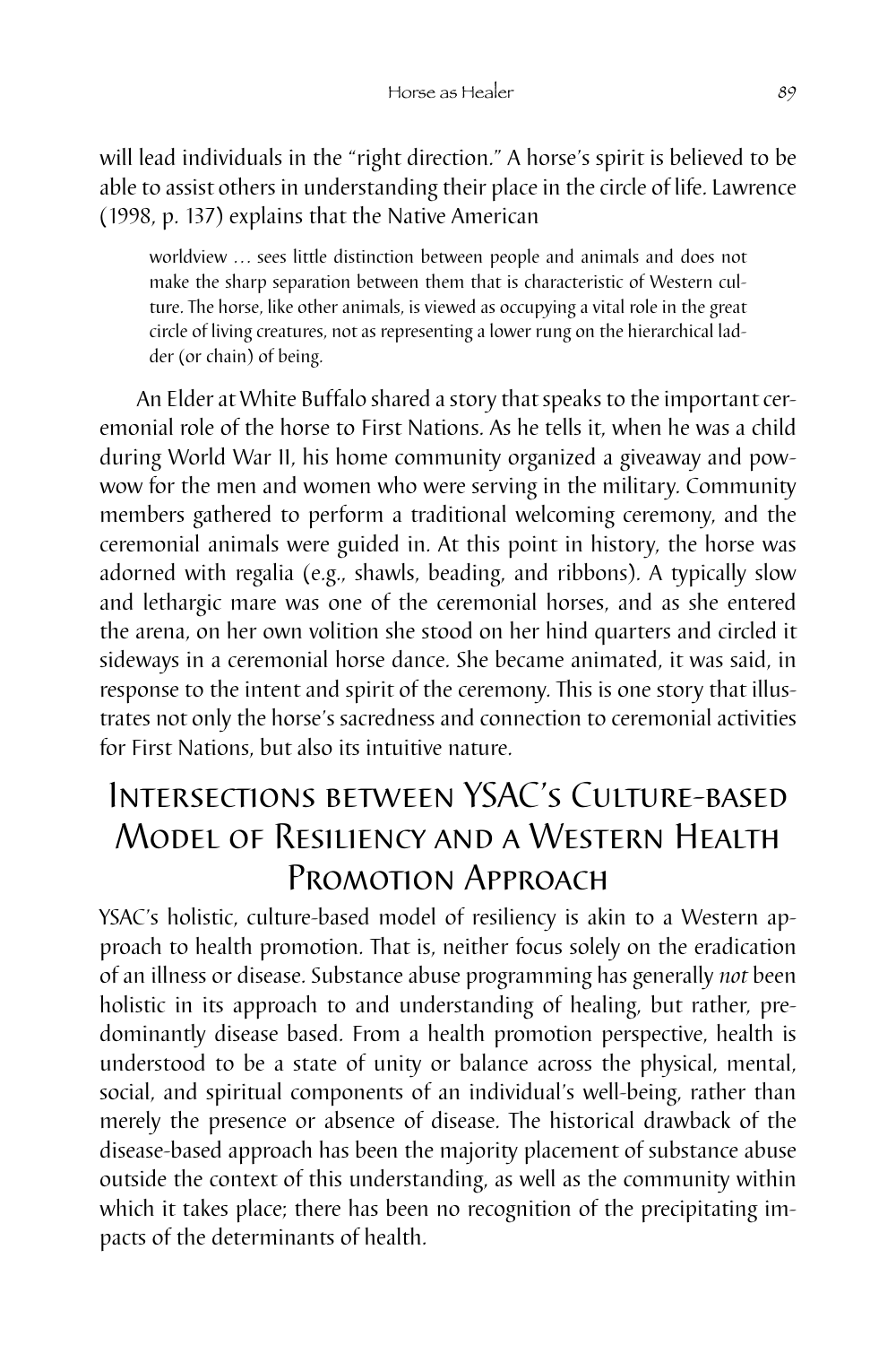will lead individuals in the "right direction." A horse's spirit is believed to be able to assist others in understanding their place in the circle of life. Lawrence (1998, p. 137) explains that the Native American

> worldview … sees little distinction between people and animals and does not make the sharp separation between them that is characteristic of Western culture. The horse, like other animals, is viewed as occupying a vital role in the great circle of living creatures, not as representing a lower rung on the hierarchical ladder (or chain) of being.

An Elder at White Buffalo shared a story that speaks to the important ceremonial role of the horse to First Nations. As he tells it, when he was a child during World War II, his home community organized a giveaway and powwow for the men and women who were serving in the military. Community members gathered to perform a traditional welcoming ceremony, and the ceremonial animals were guided in. At this point in history, the horse was adorned with regalia (e.g., shawls, beading, and ribbons). A typically slow and lethargic mare was one of the ceremonial horses, and as she entered the arena, on her own volition she stood on her hind quarters and circled it sideways in a ceremonial horse dance. She became animated, it was said, in response to the intent and spirit of the ceremony. This is one story that illustrates not only the horse's sacredness and connection to ceremonial activities for First Nations, but also its intuitive nature.

## Intersections between YSAC's Culture-based Model of Resiliency and a Western Health Promotion Approach

YSAC's holistic, culture-based model of resiliency is akin to a Western approach to health promotion. That is, neither focus solely on the eradication of an illness or disease. Substance abuse programming has generally *not* been holistic in its approach to and understanding of healing, but rather, predominantly disease based. From a health promotion perspective, health is understood to be a state of unity or balance across the physical, mental, social, and spiritual components of an individual's well-being, rather than merely the presence or absence of disease. The historical drawback of the disease-based approach has been the majority placement of substance abuse outside the context of this understanding, as well as the community within which it takes place; there has been no recognition of the precipitating impacts of the determinants of health.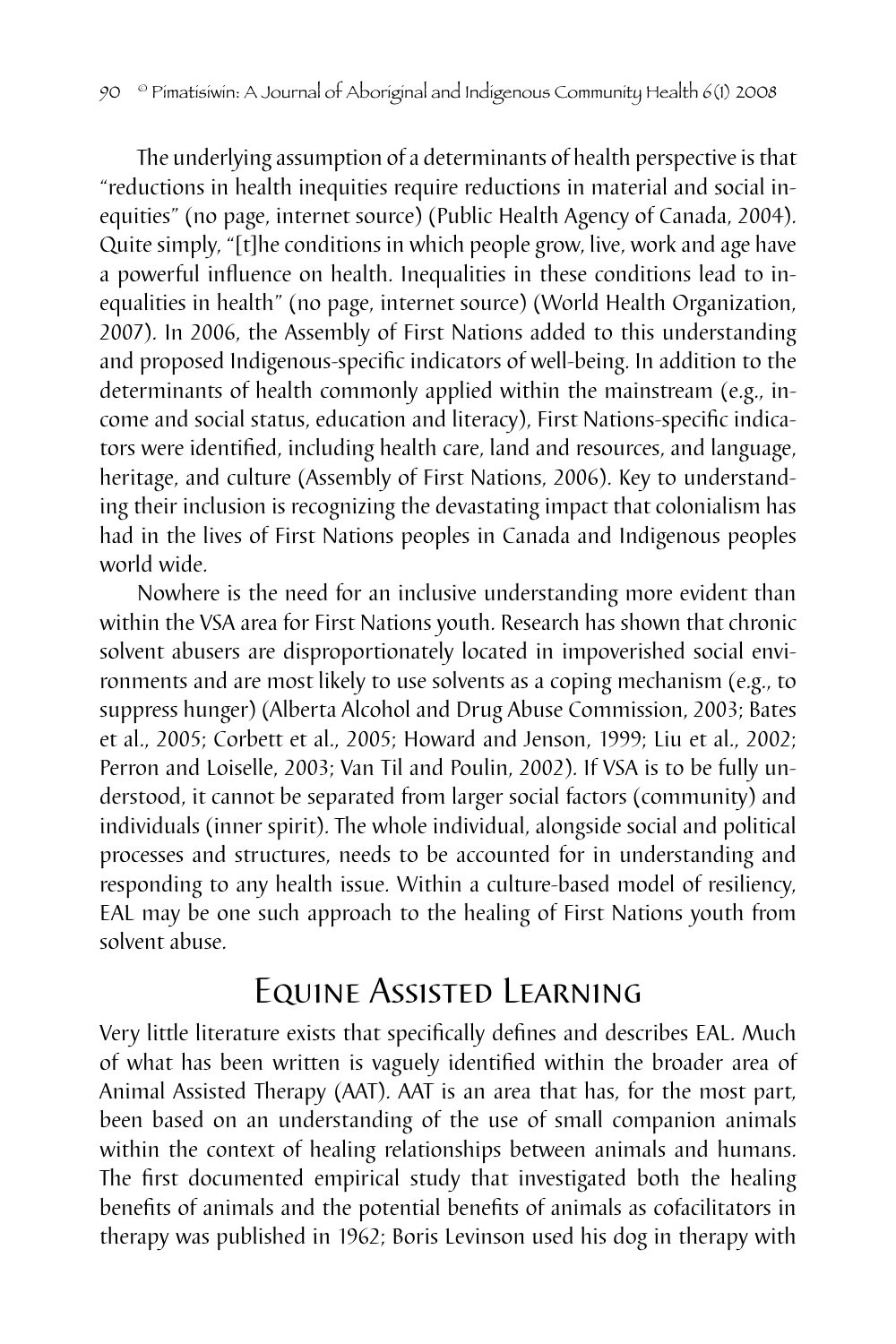The underlying assumption of a determinants of health perspective is that "reductions in health inequities require reductions in material and social inequities" (no page, internet source) (Public Health Agency of Canada, 2004). Quite simply, "[t]he conditions in which people grow, live, work and age have a powerful influence on health. Inequalities in these conditions lead to inequalities in health" (no page, internet source) (World Health Organization, 2007). In 2006, the Assembly of First Nations added to this understanding and proposed Indigenous-specific indicators of well-being. In addition to the determinants of health commonly applied within the mainstream (e.g., income and social status, education and literacy), First Nations-specific indicators were identified, including health care, land and resources, and language, heritage, and culture (Assembly of First Nations, 2006). Key to understanding their inclusion is recognizing the devastating impact that colonialism has had in the lives of First Nations peoples in Canada and Indigenous peoples world wide.

Nowhere is the need for an inclusive understanding more evident than within the VSA area for First Nations youth. Research has shown that chronic solvent abusers are disproportionately located in impoverished social environments and are most likely to use solvents as a coping mechanism (e.g., to suppress hunger) (Alberta Alcohol and Drug Abuse Commission, 2003; Bates et al., 2005; Corbett et al., 2005; Howard and Jenson, 1999; Liu et al., 2002; Perron and Loiselle, 2003; Van Til and Poulin, 2002). If VSA is to be fully understood, it cannot be separated from larger social factors (community) and individuals (inner spirit). The whole individual, alongside social and political processes and structures, needs to be accounted for in understanding and responding to any health issue. Within a culture-based model of resiliency, EAL may be one such approach to the healing of First Nations youth from solvent abuse.

## Equine Assisted Learning

Very little literature exists that specifically defines and describes EAL. Much of what has been written is vaguely identified within the broader area of Animal Assisted Therapy (AAT). AAT is an area that has, for the most part, been based on an understanding of the use of small companion animals within the context of healing relationships between animals and humans. The first documented empirical study that investigated both the healing benefits of animals and the potential benefits of animals as cofacilitators in therapy was published in 1962; Boris Levinson used his dog in therapy with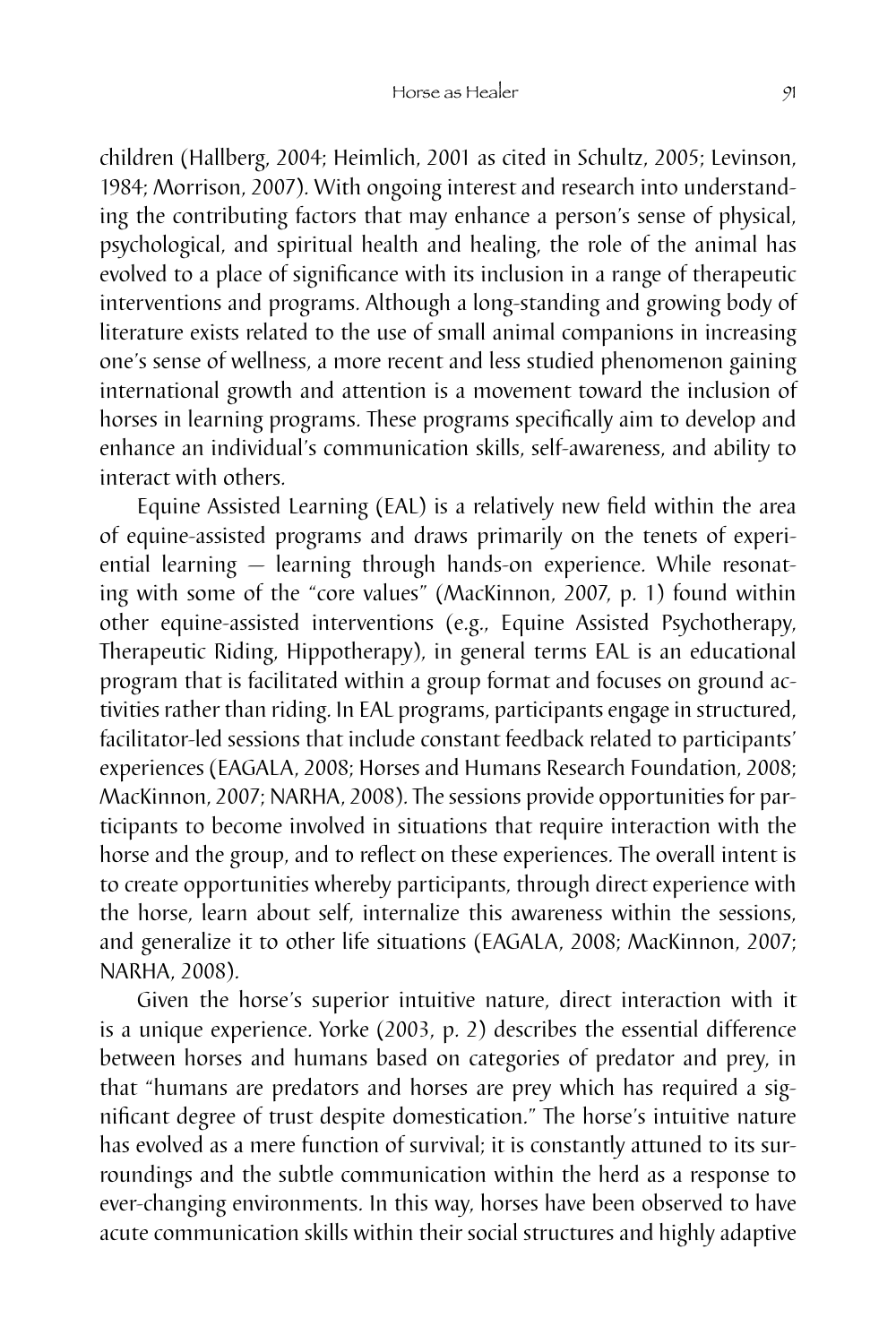children (Hallberg, 2004; Heimlich, 2001 as cited in Schultz, 2005; Levinson, 1984; Morrison, 2007). With ongoing interest and research into understanding the contributing factors that may enhance a person's sense of physical, psychological, and spiritual health and healing, the role of the animal has evolved to a place of significance with its inclusion in a range of therapeutic interventions and programs. Although a long-standing and growing body of literature exists related to the use of small animal companions in increasing one's sense of wellness, a more recent and less studied phenomenon gaining international growth and attention is a movement toward the inclusion of horses in learning programs. These programs specifically aim to develop and enhance an individual's communication skills, self-awareness, and ability to interact with others.

Equine Assisted Learning (EAL) is a relatively new field within the area of equine-assisted programs and draws primarily on the tenets of experiential learning — learning through hands-on experience. While resonating with some of the "core values" (MacKinnon, 2007, p. 1) found within other equine-assisted interventions (e.g., Equine Assisted Psychotherapy, Therapeutic Riding, Hippotherapy), in general terms EAL is an educational program that is facilitated within a group format and focuses on ground activities rather than riding. In EAL programs, participants engage in structured, facilitator-led sessions that include constant feedback related to participants' experiences (EAGALA, 2008; Horses and Humans Research Foundation, 2008; MacKinnon, 2007; NARHA, 2008). The sessions provide opportunities for participants to become involved in situations that require interaction with the horse and the group, and to reflect on these experiences. The overall intent is to create opportunities whereby participants, through direct experience with the horse, learn about self, internalize this awareness within the sessions, and generalize it to other life situations (EAGALA, 2008; MacKinnon, 2007; NARHA, 2008).

Given the horse's superior intuitive nature, direct interaction with it is a unique experience. Yorke (2003, p. 2) describes the essential difference between horses and humans based on categories of predator and prey, in that "humans are predators and horses are prey which has required a significant degree of trust despite domestication." The horse's intuitive nature has evolved as a mere function of survival; it is constantly attuned to its surroundings and the subtle communication within the herd as a response to ever-changing environments. In this way, horses have been observed to have acute communication skills within their social structures and highly adaptive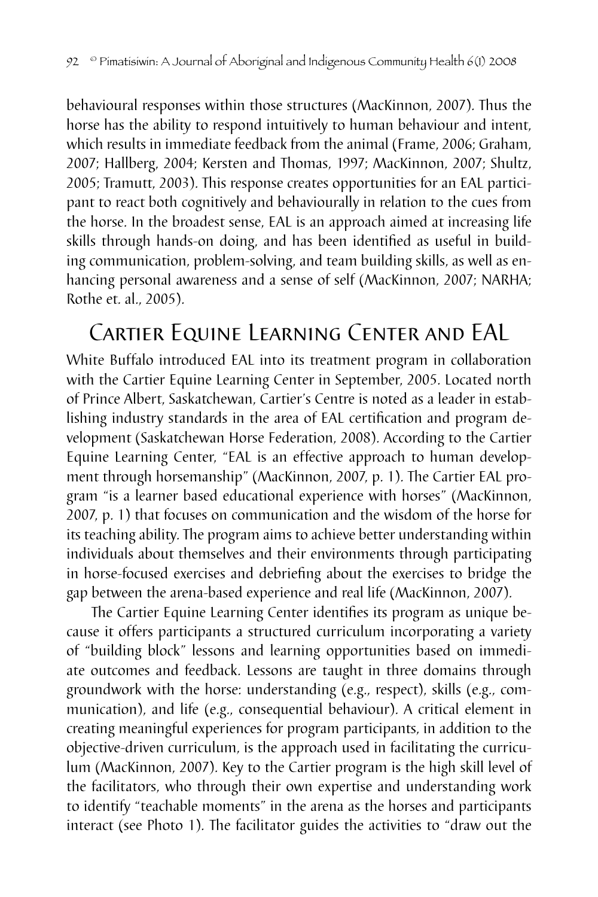behavioural responses within those structures (MacKinnon, 2007). Thus the horse has the ability to respond intuitively to human behaviour and intent, which results in immediate feedback from the animal (Frame, 2006; Graham, 2007; Hallberg, 2004; Kersten and Thomas, 1997; MacKinnon, 2007; Shultz, 2005; Tramutt, 2003). This response creates opportunities for an EAL participant to react both cognitively and behaviourally in relation to the cues from the horse. In the broadest sense, EAL is an approach aimed at increasing life skills through hands-on doing, and has been identified as useful in building communication, problem-solving, and team building skills, as well as enhancing personal awareness and a sense of self (MacKinnon, 2007; NARHA; Rothe et. al., 2005).

## Cartier Equine Learning Center and EAL

White Buffalo introduced EAL into its treatment program in collaboration with the Cartier Equine Learning Center in September, 2005. Located north of Prince Albert, Saskatchewan, Cartier's Centre is noted as a leader in establishing industry standards in the area of EAL certification and program development (Saskatchewan Horse Federation, 2008). According to the Cartier Equine Learning Center, "EAL is an effective approach to human development through horsemanship" (MacKinnon, 2007, p. 1). The Cartier EAL program "is a learner based educational experience with horses" (MacKinnon, 2007, p. 1) that focuses on communication and the wisdom of the horse for its teaching ability. The program aims to achieve better understanding within individuals about themselves and their environments through participating in horse-focused exercises and debriefing about the exercises to bridge the gap between the arena-based experience and real life (MacKinnon, 2007).

The Cartier Equine Learning Center identifies its program as unique because it offers participants a structured curriculum incorporating a variety of "building block" lessons and learning opportunities based on immediate outcomes and feedback. Lessons are taught in three domains through groundwork with the horse: understanding (e.g., respect), skills (e.g., communication), and life (e.g., consequential behaviour). A critical element in creating meaningful experiences for program participants, in addition to the objective-driven curriculum, is the approach used in facilitating the curriculum (MacKinnon, 2007). Key to the Cartier program is the high skill level of the facilitators, who through their own expertise and understanding work to identify "teachable moments" in the arena as the horses and participants interact (see Photo 1). The facilitator guides the activities to "draw out the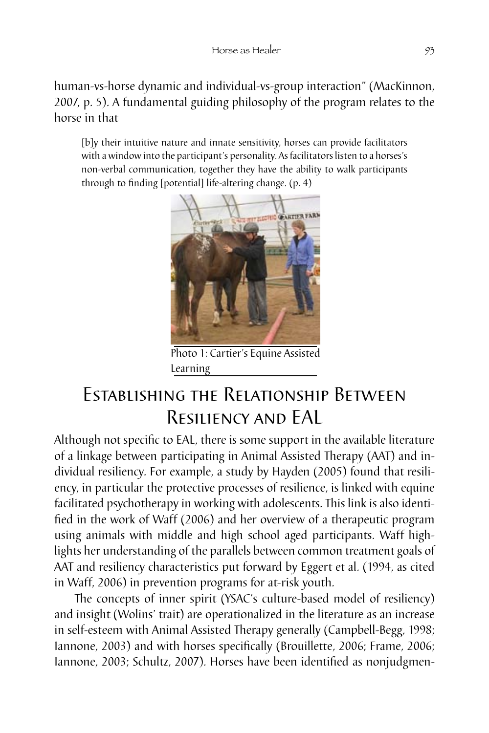human-vs-horse dynamic and individual-vs-group interaction" (MacKinnon, 2007, p. 5). A fundamental guiding philosophy of the program relates to the horse in that

> [b]y their intuitive nature and innate sensitivity, horses can provide facilitators with a window into the participant's personality. As facilitators listen to a horses's non-verbal communication, together they have the ability to walk participants through to finding [potential] life-altering change. (p. 4)

Photo 1: Cartier's Equine Assisted Learning

## Establishing the Relationship Between Resiliency and EAL

Although not specific to EAL, there is some support in the available literature of a linkage between participating in Animal Assisted Therapy (AAT) and individual resiliency. For example, a study by Hayden (2005) found that resiliency, in particular the protective processes of resilience, is linked with equine facilitated psychotherapy in working with adolescents. This link is also identified in the work of Waff (2006) and her overview of a therapeutic program using animals with middle and high school aged participants. Waff highlights her understanding of the parallels between common treatment goals of AAT and resiliency characteristics put forward by Eggert et al. (1994, as cited in Waff, 2006) in prevention programs for at-risk youth.

The concepts of inner spirit (YSAC's culture-based model of resiliency) and insight (Wolins' trait) are operationalized in the literature as an increase in self-esteem with Animal Assisted Therapy generally (Campbell-Begg, 1998; Iannone, 2003) and with horses specifically (Brouillette, 2006; Frame, 2006; Iannone, 2003; Schultz, 2007). Horses have been identified as nonjudgmen-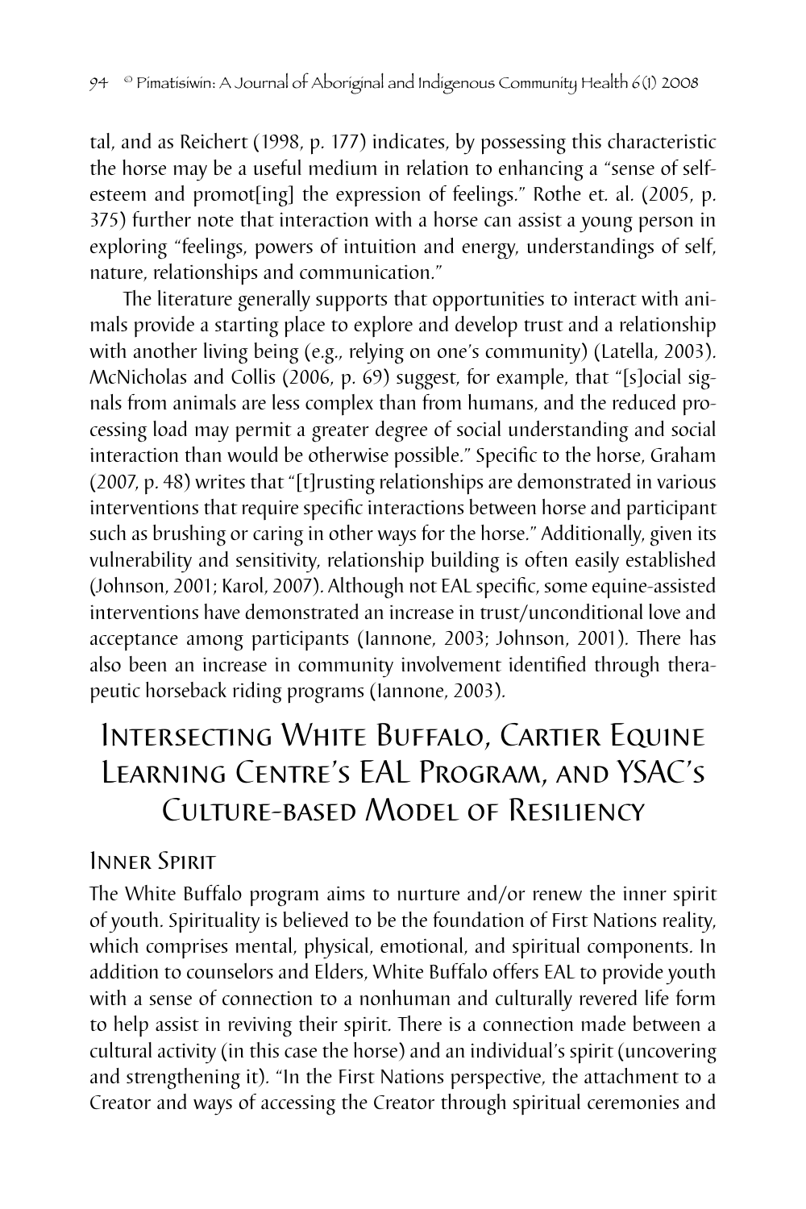tal, and as Reichert (1998, p. 177) indicates, by possessing this characteristic the horse may be a useful medium in relation to enhancing a "sense of self-esteem and promot[ing] the expression of feelings." Rothe et. al. (2005, p. 375) further note that interaction with a horse can assist a young person in exploring "feelings, powers of intuition and energy, understandings of self, nature, relationships and communication."

The literature generally supports that opportunities to interact with animals provide a starting place to explore and develop trust and a relationship with another living being (e.g., relying on one's community) (Latella, 2003). McNicholas and Collis (2006, p. 69) suggest, for example, that "[s]ocial signals from animals are less complex than from humans, and the reduced processing load may permit a greater degree of social understanding and social interaction than would be otherwise possible." Specific to the horse, Graham (2007, p. 48) writes that "[t]rusting relationships are demonstrated in various interventions that require specific interactions between horse and participant such as brushing or caring in other ways for the horse." Additionally, given its vulnerability and sensitivity, relationship building is often easily established (Johnson, 2001; Karol, 2007). Although not EAL specific, some equine-assisted interventions have demonstrated an increase in trust/unconditional love and acceptance among participants (Iannone, 2003; Johnson, 2001). There has also been an increase in community involvement identified through therapeutic horseback riding programs (Iannone, 2003).

## Intersecting White Buffalo, Cartier Equine Learning Centre's EAL Program, and YSAC's Culture-based Model of Resiliency

### Inner Spirit

The White Buffalo program aims to nurture and/or renew the inner spirit of youth. Spirituality is believed to be the foundation of First Nations reality, which comprises mental, physical, emotional, and spiritual components. In addition to counselors and Elders, White Buffalo offers EAL to provide youth with a sense of connection to a nonhuman and culturally revered life form to help assist in reviving their spirit. There is a connection made between a cultural activity (in this case the horse) and an individual's spirit (uncovering and strengthening it). "In the First Nations perspective, the attachment to a Creator and ways of accessing the Creator through spiritual ceremonies and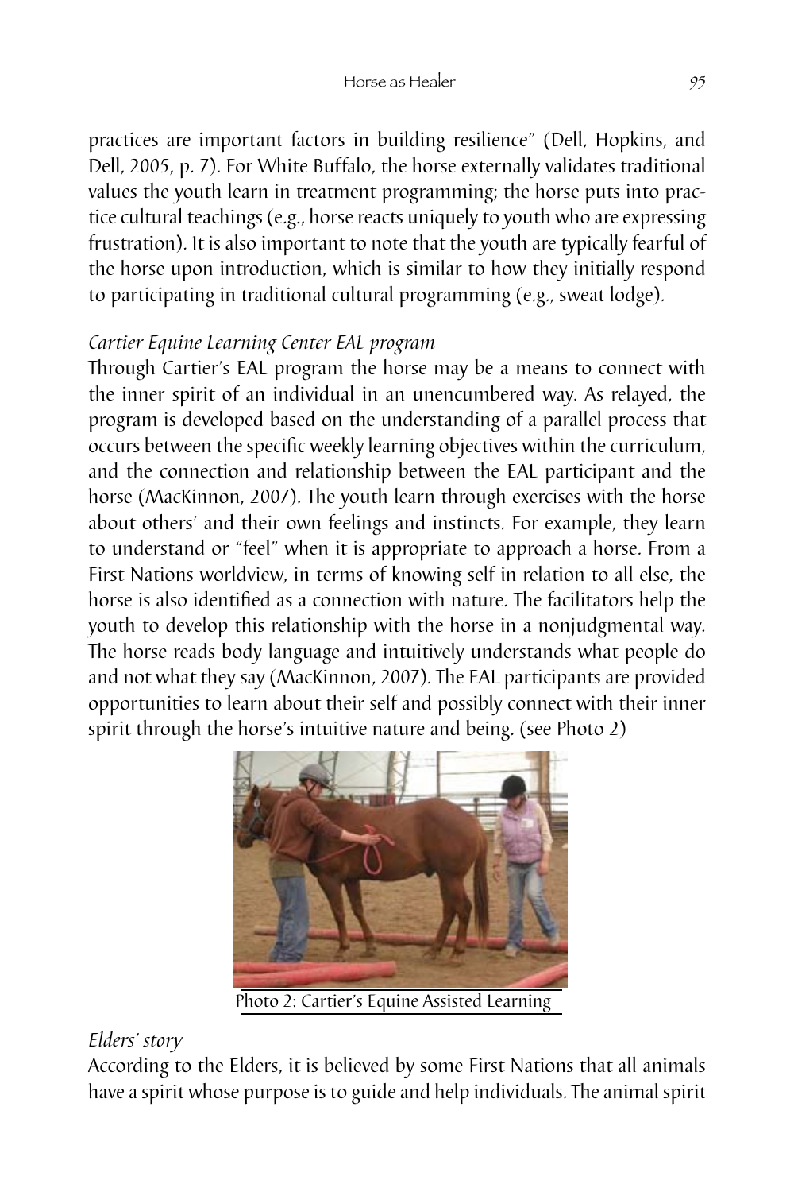practices are important factors in building resilience" (Dell, Hopkins, and Dell, 2005, p. 7). For White Buffalo, the horse externally validates traditional values the youth learn in treatment programming; the horse puts into practice cultural teachings (e.g., horse reacts uniquely to youth who are expressing frustration). It is also important to note that the youth are typically fearful of the horse upon introduction, which is similar to how they initially respond to participating in traditional cultural programming (e.g., sweat lodge).

*Cartier Equine Learning Center EAL program*

Through Cartier's EAL program the horse may be a means to connect with the inner spirit of an individual in an unencumbered way. As relayed, the program is developed based on the understanding of a parallel process that occurs between the specific weekly learning objectives within the curriculum, and the connection and relationship between the EAL participant and the horse (MacKinnon, 2007). The youth learn through exercises with the horse about others' and their own feelings and instincts. For example, they learn to understand or "feel" when it is appropriate to approach a horse. From a First Nations worldview, in terms of knowing self in relation to all else, the horse is also identified as a connection with nature. The facilitators help the youth to develop this relationship with the horse in a nonjudgmental way. The horse reads body language and intuitively understands what people do and not what they say (MacKinnon, 2007). The EAL participants are provided opportunities to learn about their self and possibly connect with their inner spirit through the horse's intuitive nature and being. (see Photo 2)

Photo 2: Cartier's Equine Assisted Learning

*Elders' story*

According to the Elders, it is believed by some First Nations that all animals have a spirit whose purpose is to guide and help individuals. The animal spirit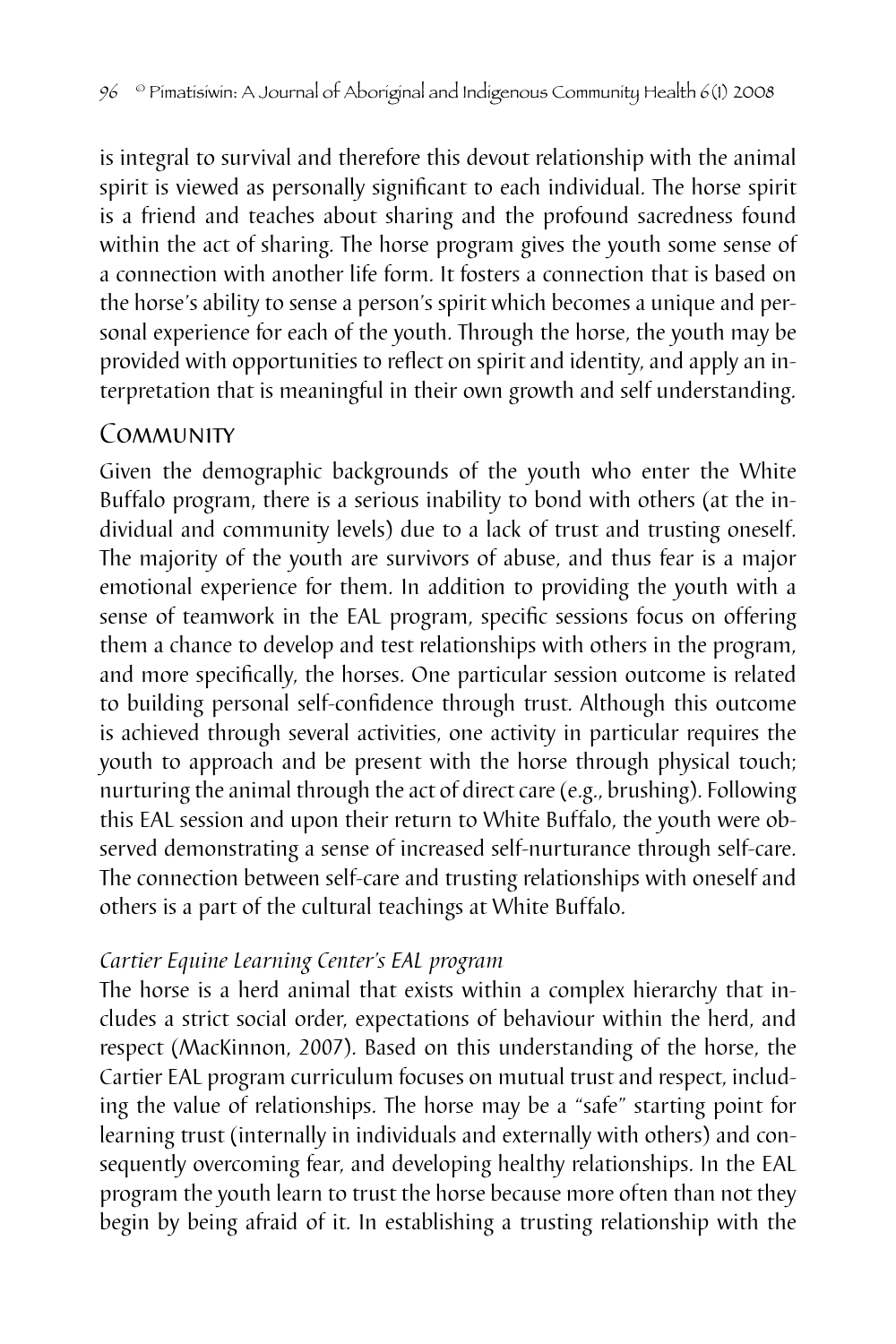is integral to survival and therefore this devout relationship with the animal spirit is viewed as personally significant to each individual. The horse spirit is a friend and teaches about sharing and the profound sacredness found within the act of sharing. The horse program gives the youth some sense of a connection with another life form. It fosters a connection that is based on the horse's ability to sense a person's spirit which becomes a unique and personal experience for each of the youth. Through the horse, the youth may be provided with opportunities to reflect on spirit and identity, and apply an interpretation that is meaningful in their own growth and self understanding.

## Community

Given the demographic backgrounds of the youth who enter the White Buffalo program, there is a serious inability to bond with others (at the individual and community levels) due to a lack of trust and trusting oneself. The majority of the youth are survivors of abuse, and thus fear is a major emotional experience for them. In addition to providing the youth with a sense of teamwork in the EAL program, specific sessions focus on offering them a chance to develop and test relationships with others in the program, and more specifically, the horses. One particular session outcome is related to building personal self-confidence through trust. Although this outcome is achieved through several activities, one activity in particular requires the youth to approach and be present with the horse through physical touch; nurturing the animal through the act of direct care (e.g., brushing). Following this EAL session and upon their return to White Buffalo, the youth were observed demonstrating a sense of increased self-nurturance through self-care. The connection between self-care and trusting relationships with oneself and others is a part of the cultural teachings at White Buffalo.

### *Cartier Equine Learning Center's EAL program*

The horse is a herd animal that exists within a complex hierarchy that includes a strict social order, expectations of behaviour within the herd, and respect (MacKinnon, 2007). Based on this understanding of the horse, the Cartier EAL program curriculum focuses on mutual trust and respect, including the value of relationships. The horse may be a "safe" starting point for learning trust (internally in individuals and externally with others) and consequently overcoming fear, and developing healthy relationships. In the EAL program the youth learn to trust the horse because more often than not they begin by being afraid of it. In establishing a trusting relationship with the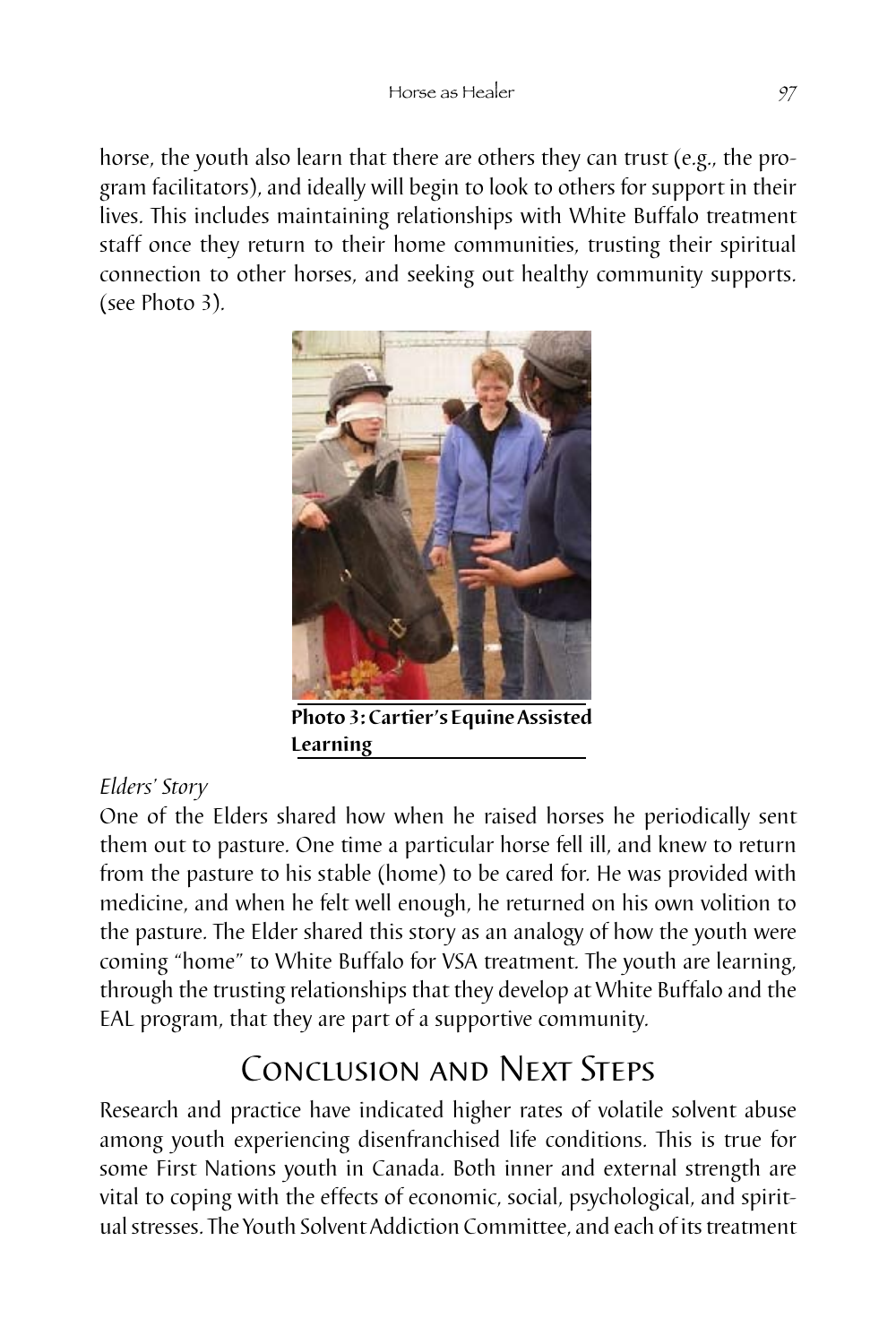horse, the youth also learn that there are others they can trust (e.g., the program facilitators), and ideally will begin to look to others for support in their lives. This includes maintaining relationships with White Buffalo treatment staff once they return to their home communities, trusting their spiritual connection to other horses, and seeking out healthy community supports. (see Photo 3).

**Photo 3: Cartier's Equine Assisted Learning**

*Elders' Story*

One of the Elders shared how when he raised horses he periodically sent them out to pasture. One time a particular horse fell ill, and knew to return from the pasture to his stable (home) to be cared for. He was provided with medicine, and when he felt well enough, he returned on his own volition to the pasture. The Elder shared this story as an analogy of how the youth were coming "home" to White Buffalo for VSA treatment. The youth are learning, through the trusting relationships that they develop at White Buffalo and the EAL program, that they are part of a supportive community.

## Conclusion and Next Steps

Research and practice have indicated higher rates of volatile solvent abuse among youth experiencing disenfranchised life conditions. This is true for some First Nations youth in Canada. Both inner and external strength are vital to coping with the effects of economic, social, psychological, and spiritual stresses. The Youth Solvent Addiction Committee, and each of its treatment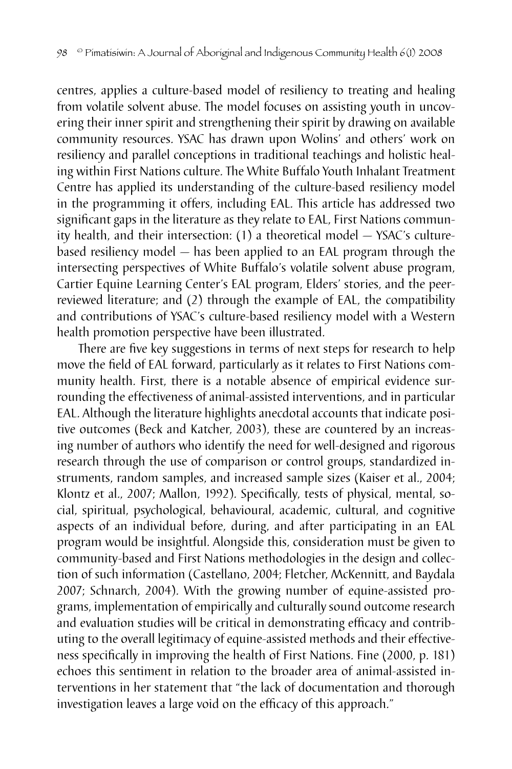centres, applies a culture-based model of resiliency to treating and healing from volatile solvent abuse. The model focuses on assisting youth in uncovering their inner spirit and strengthening their spirit by drawing on available community resources. YSAC has drawn upon Wolins' and others' work on resiliency and parallel conceptions in traditional teachings and holistic healing within First Nations culture. The White Buffalo Youth Inhalant Treatment Centre has applied its understanding of the culture-based resiliency model in the programming it offers, including EAL. This article has addressed two significant gaps in the literature as they relate to EAL, First Nations community health, and their intersection: (1) a theoretical model — YSAC's culture-based resiliency model — has been applied to an EAL program through the intersecting perspectives of White Buffalo's volatile solvent abuse program, Cartier Equine Learning Center's EAL program, Elders' stories, and the peer-reviewed literature; and (2) through the example of EAL, the compatibility and contributions of YSAC's culture-based resiliency model with a Western health promotion perspective have been illustrated.

There are five key suggestions in terms of next steps for research to help move the field of EAL forward, particularly as it relates to First Nations community health. First, there is a notable absence of empirical evidence surrounding the effectiveness of animal-assisted interventions, and in particular EAL. Although the literature highlights anecdotal accounts that indicate positive outcomes (Beck and Katcher, 2003), these are countered by an increasing number of authors who identify the need for well-designed and rigorous research through the use of comparison or control groups, standardized instruments, random samples, and increased sample sizes (Kaiser et al., 2004; Klontz et al., 2007; Mallon, 1992). Specifically, tests of physical, mental, social, spiritual, psychological, behavioural, academic, cultural, and cognitive aspects of an individual before, during, and after participating in an EAL program would be insightful. Alongside this, consideration must be given to community-based and First Nations methodologies in the design and collection of such information (Castellano, 2004; Fletcher, McKennitt, and Baydala 2007; Schnarch, 2004). With the growing number of equine-assisted programs, implementation of empirically and culturally sound outcome research and evaluation studies will be critical in demonstrating efficacy and contributing to the overall legitimacy of equine-assisted methods and their effectiveness specifically in improving the health of First Nations. Fine (2000, p. 181) echoes this sentiment in relation to the broader area of animal-assisted interventions in her statement that "the lack of documentation and thorough investigation leaves a large void on the efficacy of this approach."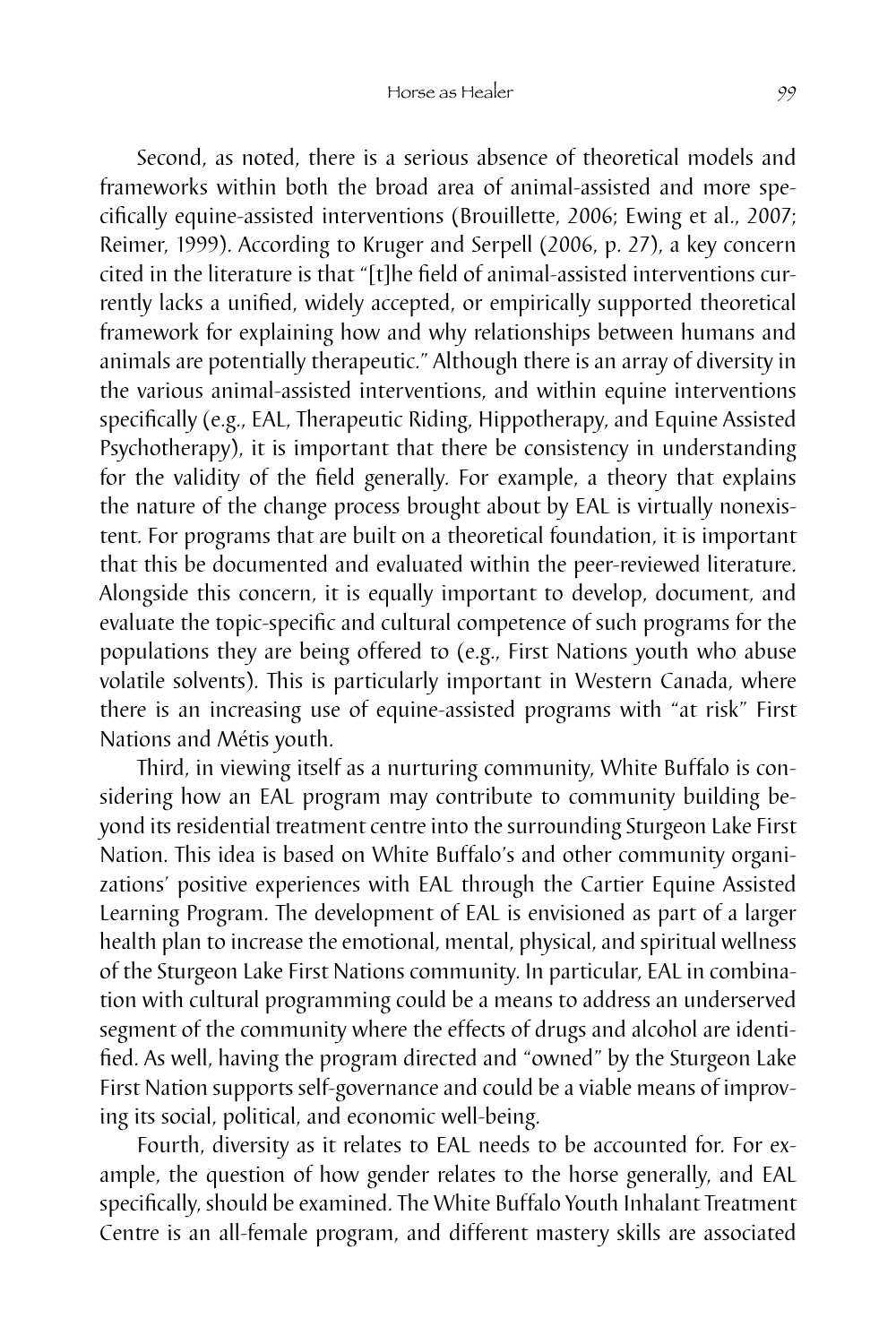Second, as noted, there is a serious absence of theoretical models and frameworks within both the broad area of animal-assisted and more specifically equine-assisted interventions (Brouillette, 2006; Ewing et al., 2007; Reimer, 1999). According to Kruger and Serpell (2006, p. 27), a key concern cited in the literature is that "[t]he field of animal-assisted interventions currently lacks a unified, widely accepted, or empirically supported theoretical framework for explaining how and why relationships between humans and animals are potentially therapeutic." Although there is an array of diversity in the various animal-assisted interventions, and within equine interventions specifically (e.g., EAL, Therapeutic Riding, Hippotherapy, and Equine Assisted Psychotherapy), it is important that there be consistency in understanding for the validity of the field generally. For example, a theory that explains the nature of the change process brought about by EAL is virtually nonexistent. For programs that are built on a theoretical foundation, it is important that this be documented and evaluated within the peer-reviewed literature. Alongside this concern, it is equally important to develop, document, and evaluate the topic-specific and cultural competence of such programs for the populations they are being offered to (e.g., First Nations youth who abuse volatile solvents). This is particularly important in Western Canada, where there is an increasing use of equine-assisted programs with "at risk" First Nations and Métis youth.

Third, in viewing itself as a nurturing community, White Buffalo is considering how an EAL program may contribute to community building beyond its residential treatment centre into the surrounding Sturgeon Lake First Nation. This idea is based on White Buffalo's and other community organizations' positive experiences with EAL through the Cartier Equine Assisted Learning Program. The development of EAL is envisioned as part of a larger health plan to increase the emotional, mental, physical, and spiritual wellness of the Sturgeon Lake First Nations community. In particular, EAL in combination with cultural programming could be a means to address an underserved segment of the community where the effects of drugs and alcohol are identified. As well, having the program directed and "owned" by the Sturgeon Lake First Nation supports self-governance and could be a viable means of improving its social, political, and economic well-being.

Fourth, diversity as it relates to EAL needs to be accounted for. For example, the question of how gender relates to the horse generally, and EAL specifically, should be examined. The White Buffalo Youth Inhalant Treatment Centre is an all-female program, and different mastery skills are associated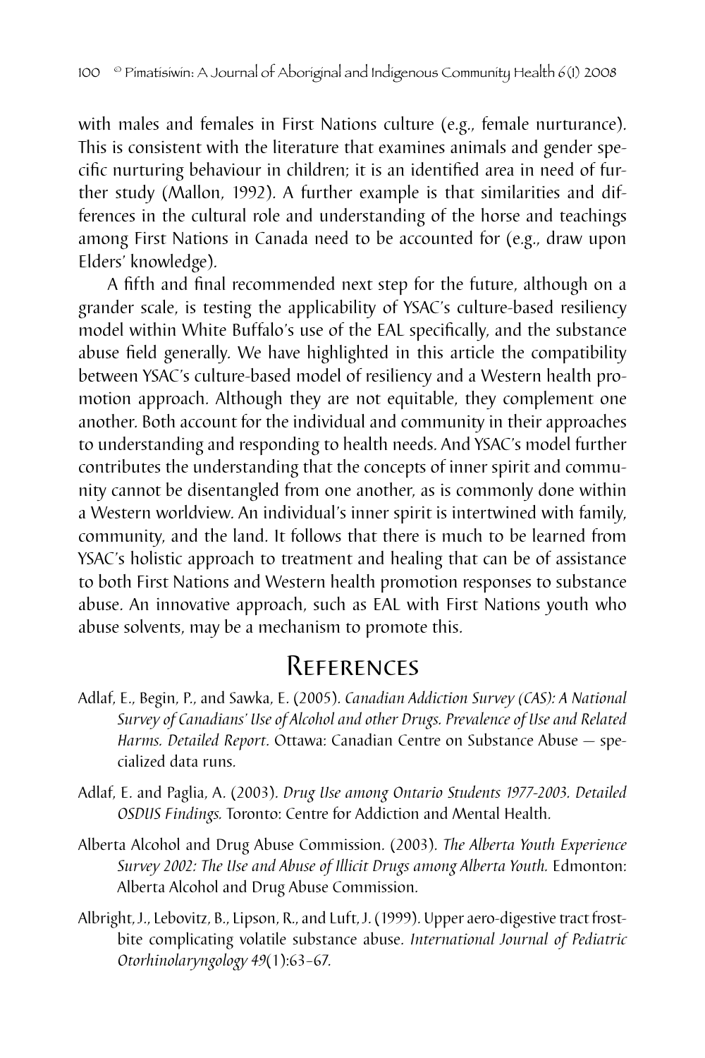with males and females in First Nations culture (e.g., female nurturance). This is consistent with the literature that examines animals and gender specific nurturing behaviour in children; it is an identified area in need of further study (Mallon, 1992). A further example is that similarities and differences in the cultural role and understanding of the horse and teachings among First Nations in Canada need to be accounted for (e.g., draw upon Elders' knowledge).

A fifth and final recommended next step for the future, although on a grander scale, is testing the applicability of YSAC's culture-based resiliency model within White Buffalo's use of the EAL specifically, and the substance abuse field generally. We have highlighted in this article the compatibility between YSAC's culture-based model of resiliency and a Western health promotion approach. Although they are not equitable, they complement one another. Both account for the individual and community in their approaches to understanding and responding to health needs. And YSAC's model further contributes the understanding that the concepts of inner spirit and community cannot be disentangled from one another, as is commonly done within a Western worldview. An individual's inner spirit is intertwined with family, community, and the land. It follows that there is much to be learned from YSAC's holistic approach to treatment and healing that can be of assistance to both First Nations and Western health promotion responses to substance abuse. An innovative approach, such as EAL with First Nations youth who abuse solvents, may be a mechanism to promote this.

## References

Adlaf, E., Begin, P., and Sawka, E. (2005). *Canadian Addiction Survey (CAS): A National Survey of Canadians' Use of Alcohol and other Drugs. Prevalence of Use and Related Harms. Detailed Report*. Ottawa: Canadian Centre on Substance Abuse — specialized data runs.

Adlaf, E. and Paglia, A. (2003). *Drug Use among Ontario Students 1977-2003. Detailed OSDUS Findings.* Toronto: Centre for Addiction and Mental Health.

Alberta Alcohol and Drug Abuse Commission. (2003). *The Alberta Youth Experience Survey 2002: The Use and Abuse of Illicit Drugs among Alberta Youth.* Edmonton: Alberta Alcohol and Drug Abuse Commission.

Albright, J., Lebovitz, B., Lipson, R., and Luft, J. (1999). Upper aero-digestive tract frostbite complicating volatile substance abuse. *International Journal of Pediatric Otorhinolaryngology 49*(1):63–67.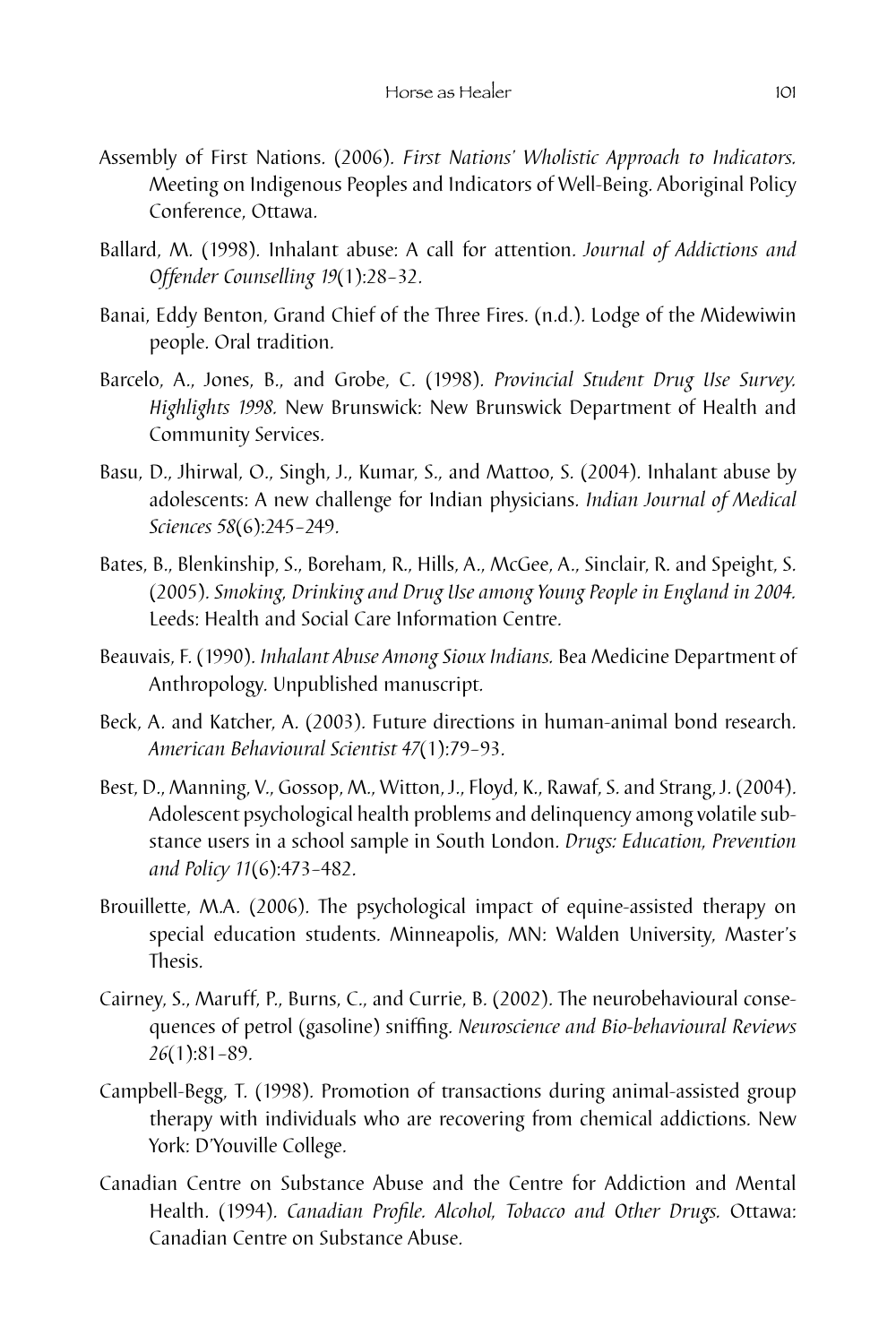Assembly of First Nations. (2006). *First Nations' Wholistic Approach to Indicators.* Meeting on Indigenous Peoples and Indicators of Well-Being. Aboriginal Policy Conference, Ottawa.

Ballard, M. (1998). Inhalant abuse: A call for attention. *Journal of Addictions and Offender Counselling 19*(1):28–32.

Banai, Eddy Benton, Grand Chief of the Three Fires. (n.d.). Lodge of the Midewiwin people. Oral tradition.

Barcelo, A., Jones, B., and Grobe, C. (1998). *Provincial Student Drug Use Survey. Highlights 1998.* New Brunswick: New Brunswick Department of Health and Community Services.

Basu, D., Jhirwal, O., Singh, J., Kumar, S., and Mattoo, S. (2004). Inhalant abuse by adolescents: A new challenge for Indian physicians. *Indian Journal of Medical Sciences 58*(6):245–249.

Bates, B., Blenkinship, S., Boreham, R., Hills, A., McGee, A., Sinclair, R. and Speight, S. (2005). *Smoking, Drinking and Drug Use among Young People in England in 2004.* Leeds: Health and Social Care Information Centre.

Beauvais, F. (1990). *Inhalant Abuse Among Sioux Indians.* Bea Medicine Department of Anthropology. Unpublished manuscript.

Beck, A. and Katcher, A. (2003). Future directions in human-animal bond research. *American Behavioural Scientist 47*(1):79–93.

Best, D., Manning, V., Gossop, M., Witton, J., Floyd, K., Rawaf, S. and Strang, J. (2004). Adolescent psychological health problems and delinquency among volatile substance users in a school sample in South London. *Drugs: Education, Prevention and Policy 11*(6):473–482.

Brouillette, M.A. (2006). The psychological impact of equine-assisted therapy on special education students. Minneapolis, MN: Walden University, Master's Thesis.

Cairney, S., Maruff, P., Burns, C., and Currie, B. (2002). The neurobehavioural consequences of petrol (gasoline) sniffing. *Neuroscience and Bio-behavioural Reviews 26*(1):81–89.

Campbell-Begg, T. (1998). Promotion of transactions during animal-assisted group therapy with individuals who are recovering from chemical addictions. New York: D'Youville College.

Canadian Centre on Substance Abuse and the Centre for Addiction and Mental Health. (1994). *Canadian Profile. Alcohol, Tobacco and Other Drugs.* Ottawa: Canadian Centre on Substance Abuse.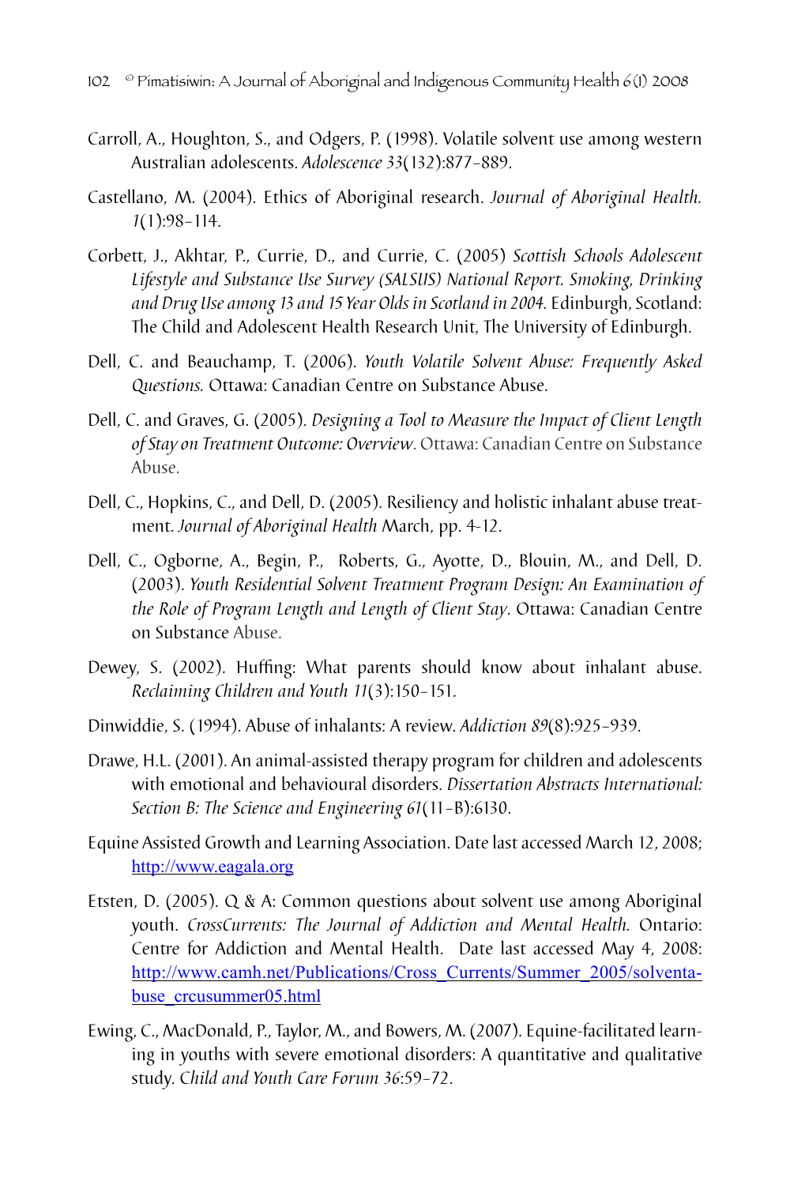Carroll, A., Houghton, S., and Odgers, P. (1998). Volatile solvent use among western Australian adolescents. *Adolescence 33*(132):877–889.

Castellano, M. (2004). Ethics of Aboriginal research. *Journal of Aboriginal Health. 1*(1):98–114.

Corbett, J., Akhtar, P., Currie, D., and Currie, C. (2005) *Scottish Schools Adolescent Lifestyle and Substance Use Survey (SALSUS) National Report. Smoking, Drinking and Drug Use among 13 and 15 Year Olds in Scotland in 2004.* Edinburgh, Scotland: The Child and Adolescent Health Research Unit, The University of Edinburgh.

Dell, C. and Beauchamp, T. (2006). *Youth Volatile Solvent Abuse: Frequently Asked Questions.* Ottawa: Canadian Centre on Substance Abuse.

Dell, C. and Graves, G. (2005). *Designing a Tool to Measure the Impact of Client Length of Stay on Treatment Outcome: Overview.* Ottawa: Canadian Centre on Substance Abuse.

Dell, C., Hopkins, C., and Dell, D. (2005). Resiliency and holistic inhalant abuse treatment. *Journal of Aboriginal Health* March, pp. 4-12.

Dell, C., Ogborne, A., Begin, P., Roberts, G., Ayotte, D., Blouin, M., and Dell, D. (2003). *Youth Residential Solvent Treatment Program Design: An Examination of the Role of Program Length and Length of Client Stay.* Ottawa: Canadian Centre on Substance Abuse.

Dewey, S. (2002). Huffing: What parents should know about inhalant abuse. *Reclaiming Children and Youth 11*(3):150–151.

Dinwiddie, S. (1994). Abuse of inhalants: A review. *Addiction 89*(8):925–939.

Drawe, H.L. (2001). An animal-assisted therapy program for children and adolescents with emotional and behavioural disorders. *Dissertation Abstracts International: Section B: The Science and Engineering 61*(11–B):6130.

Equine Assisted Growth and Learning Association. Date last accessed March 12, 2008; http://www.eagala.org

Etsten, D. (2005). Q & A: Common questions about solvent use among Aboriginal youth. *CrossCurrents: The Journal of Addiction and Mental Health.* Ontario: Centre for Addiction and Mental Health. Date last accessed May 4, 2008: http://www.camh.net/Publications/Cross_Currents/Summer_2005/solventabuse_crcusummer05.html

Ewing, C., MacDonald, P., Taylor, M., and Bowers, M. (2007). Equine-facilitated learning in youths with severe emotional disorders: A quantitative and qualitative study. *Child and Youth Care Forum 36*:59–72.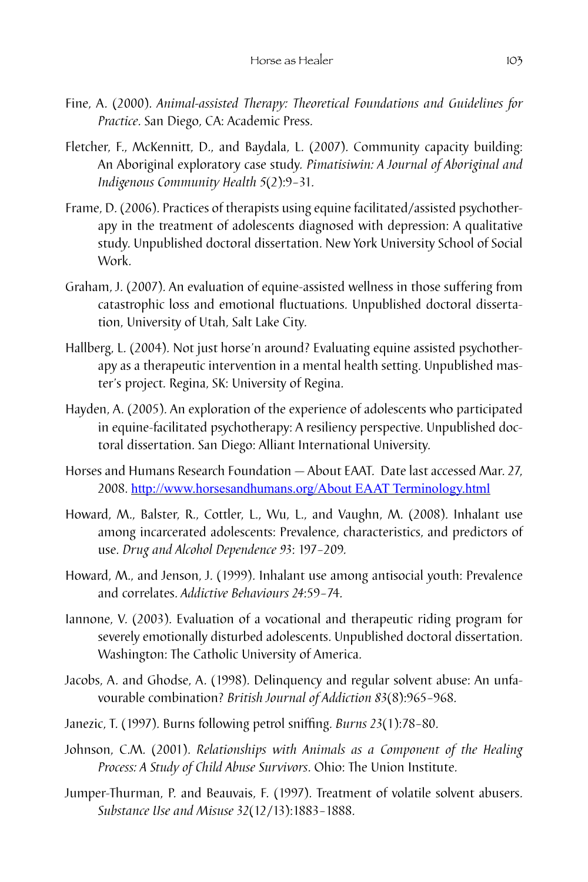Fine, A. (2000). *Animal-assisted Therapy: Theoretical Foundations and Guidelines for Practice*. San Diego, CA: Academic Press.

Fletcher, F., McKennitt, D., and Baydala, L. (2007). Community capacity building: An Aboriginal exploratory case study. *Pimatisiwin: A Journal of Aboriginal and Indigenous Community Health 5*(2):9–31.

Frame, D. (2006). Practices of therapists using equine facilitated/assisted psychotherapy in the treatment of adolescents diagnosed with depression: A qualitative study. Unpublished doctoral dissertation. New York University School of Social Work.

Graham, J. (2007). An evaluation of equine-assisted wellness in those suffering from catastrophic loss and emotional fluctuations. Unpublished doctoral dissertation, University of Utah, Salt Lake City.

Hallberg, L. (2004). Not just horse'n around? Evaluating equine assisted psychotherapy as a therapeutic intervention in a mental health setting. Unpublished master's project. Regina, SK: University of Regina.

Hayden, A. (2005). An exploration of the experience of adolescents who participated in equine-facilitated psychotherapy: A resiliency perspective. Unpublished doctoral dissertation. San Diego: Alliant International University.

Horses and Humans Research Foundation — About EAAT. Date last accessed Mar. 27, 2008. http://www.horsesandhumans.org/About EAAT Terminology.html

Howard, M., Balster, R., Cottler, L., Wu, L., and Vaughn, M. (2008). Inhalant use among incarcerated adolescents: Prevalence, characteristics, and predictors of use. *Drug and Alcohol Dependence 93*: 197–209.

Howard, M., and Jenson, J. (1999). Inhalant use among antisocial youth: Prevalence and correlates. *Addictive Behaviours 24*:59–74.

Iannone, V. (2003). Evaluation of a vocational and therapeutic riding program for severely emotionally disturbed adolescents. Unpublished doctoral dissertation. Washington: The Catholic University of America.

Jacobs, A. and Ghodse, A. (1998). Delinquency and regular solvent abuse: An unfavourable combination? *British Journal of Addiction 83*(8):965–968.

Janezic, T. (1997). Burns following petrol sniffing. *Burns 23*(1):78–80.

Johnson, C.M. (2001). *Relationships with Animals as a Component of the Healing Process: A Study of Child Abuse Survivors*. Ohio: The Union Institute.

Jumper-Thurman, P. and Beauvais, F. (1997). Treatment of volatile solvent abusers. *Substance Use and Misuse 32*(12/13):1883–1888.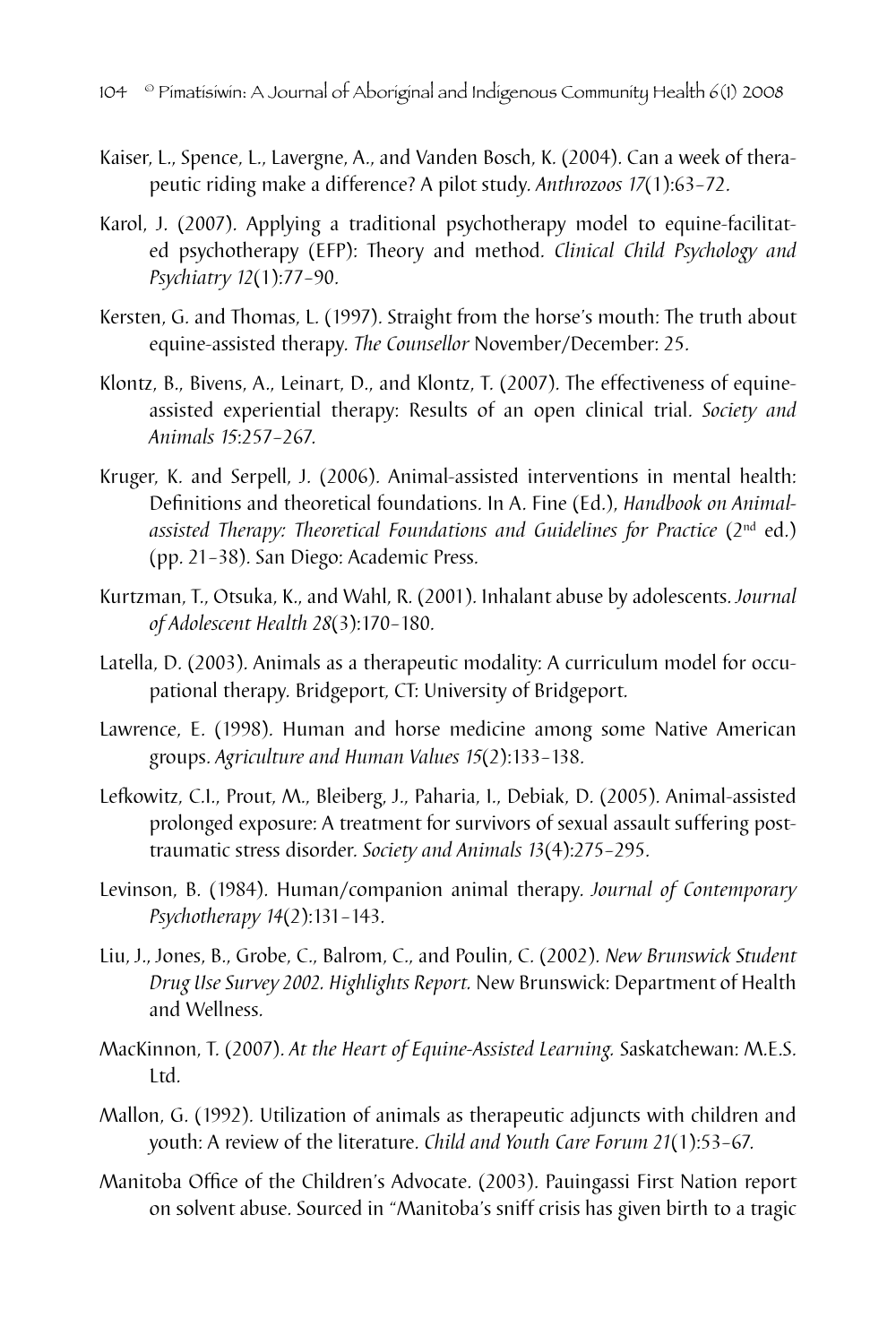Kaiser, L., Spence, L., Lavergne, A., and Vanden Bosch, K. (2004). Can a week of therapeutic riding make a difference? A pilot study. *Anthrozoos 17*(1):63–72.

Karol, J. (2007). Applying a traditional psychotherapy model to equine-facilitated psychotherapy (EFP): Theory and method. *Clinical Child Psychology and Psychiatry 12*(1):77–90.

Kersten, G. and Thomas, L. (1997). Straight from the horse's mouth: The truth about equine-assisted therapy. *The Counsellor* November/December: 25.

Klontz, B., Bivens, A., Leinart, D., and Klontz, T. (2007). The effectiveness of equine-assisted experiential therapy: Results of an open clinical trial. *Society and Animals 15*:257–267.

Kruger, K. and Serpell, J. (2006). Animal-assisted interventions in mental health: Definitions and theoretical foundations. In A. Fine (Ed.), *Handbook on Animal-assisted Therapy: Theoretical Foundations and Guidelines for Practice* (2nd ed.) (pp. 21–38). San Diego: Academic Press.

Kurtzman, T., Otsuka, K., and Wahl, R. (2001). Inhalant abuse by adolescents. *Journal of Adolescent Health 28*(3):170–180.

Latella, D. (2003). Animals as a therapeutic modality: A curriculum model for occupational therapy. Bridgeport, CT: University of Bridgeport.

Lawrence, E. (1998). Human and horse medicine among some Native American groups. *Agriculture and Human Values 15*(2):133–138.

Lefkowitz, C.I., Prout, M., Bleiberg, J., Paharia, I., Debiak, D. (2005). Animal-assisted prolonged exposure: A treatment for survivors of sexual assault suffering post-traumatic stress disorder. *Society and Animals 13*(4):275–295.

Levinson, B. (1984). Human/companion animal therapy. *Journal of Contemporary Psychotherapy 14*(2):131–143.

Liu, J., Jones, B., Grobe, C., Balrom, C., and Poulin, C. (2002). *New Brunswick Student Drug Use Survey 2002. Highlights Report.* New Brunswick: Department of Health and Wellness.

MacKinnon, T. (2007). *At the Heart of Equine-Assisted Learning.* Saskatchewan: M.E.S. Ltd.

Mallon, G. (1992). Utilization of animals as therapeutic adjuncts with children and youth: A review of the literature. *Child and Youth Care Forum 21*(1):53–67.

Manitoba Office of the Children's Advocate. (2003). Pauingassi First Nation report on solvent abuse. Sourced in "Manitoba's sniff crisis has given birth to a tragic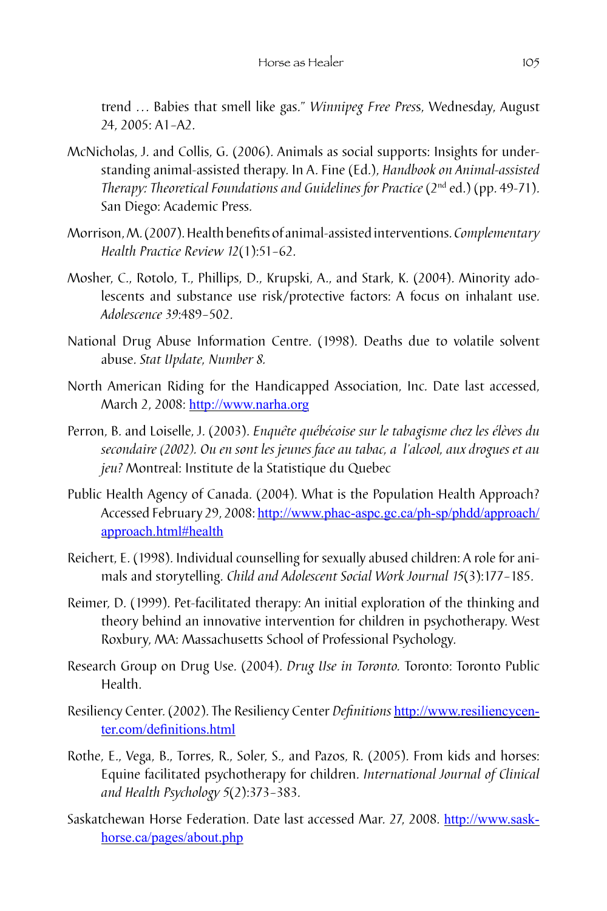trend … Babies that smell like gas." *Winnipeg Free Press*, Wednesday, August 24, 2005: A1–A2.

McNicholas, J. and Collis, G. (2006). Animals as social supports: Insights for understanding animal-assisted therapy. In A. Fine (Ed.), *Handbook on Animal-assisted Therapy: Theoretical Foundations and Guidelines for Practice* (2nd ed.) (pp. 49-71). San Diego: Academic Press.

Morrison, M. (2007). Health benefits of animal-assisted interventions. *Complementary Health Practice Review 12*(1):51–62.

Mosher, C., Rotolo, T., Phillips, D., Krupski, A., and Stark, K. (2004). Minority adolescents and substance use risk/protective factors: A focus on inhalant use. *Adolescence 39*:489–502.

National Drug Abuse Information Centre. (1998). Deaths due to volatile solvent abuse. *Stat Update, Number 8.*

North American Riding for the Handicapped Association, Inc. Date last accessed, March 2, 2008: http://www.narha.org

Perron, B. and Loiselle, J. (2003). *Enquête québécoise sur le tabagisme chez les élèves du secondaire (2002). Ou en sont les jeunes face au tabac, a l'alcool, aux drogues et au jeu?* Montreal: Institute de la Statistique du Quebec

Public Health Agency of Canada. (2004). What is the Population Health Approach? Accessed February 29, 2008: http://www.phac-aspc.gc.ca/ph-sp/phdd/approach/approach.html#health

Reichert, E. (1998). Individual counselling for sexually abused children: A role for animals and storytelling. *Child and Adolescent Social Work Journal 15*(3):177–185.

Reimer, D. (1999). Pet-facilitated therapy: An initial exploration of the thinking and theory behind an innovative intervention for children in psychotherapy. West Roxbury, MA: Massachusetts School of Professional Psychology.

Research Group on Drug Use. (2004). *Drug Use in Toronto.* Toronto: Toronto Public Health.

Resiliency Center. (2002). The Resiliency Center *Definitions* http://www.resiliencycenter.com/definitions.html

Rothe, E., Vega, B., Torres, R., Soler, S., and Pazos, R. (2005). From kids and horses: Equine facilitated psychotherapy for children. *International Journal of Clinical and Health Psychology 5*(2):373–383.

Saskatchewan Horse Federation. Date last accessed Mar. 27, 2008. http://www.sask-horse.ca/pages/about.php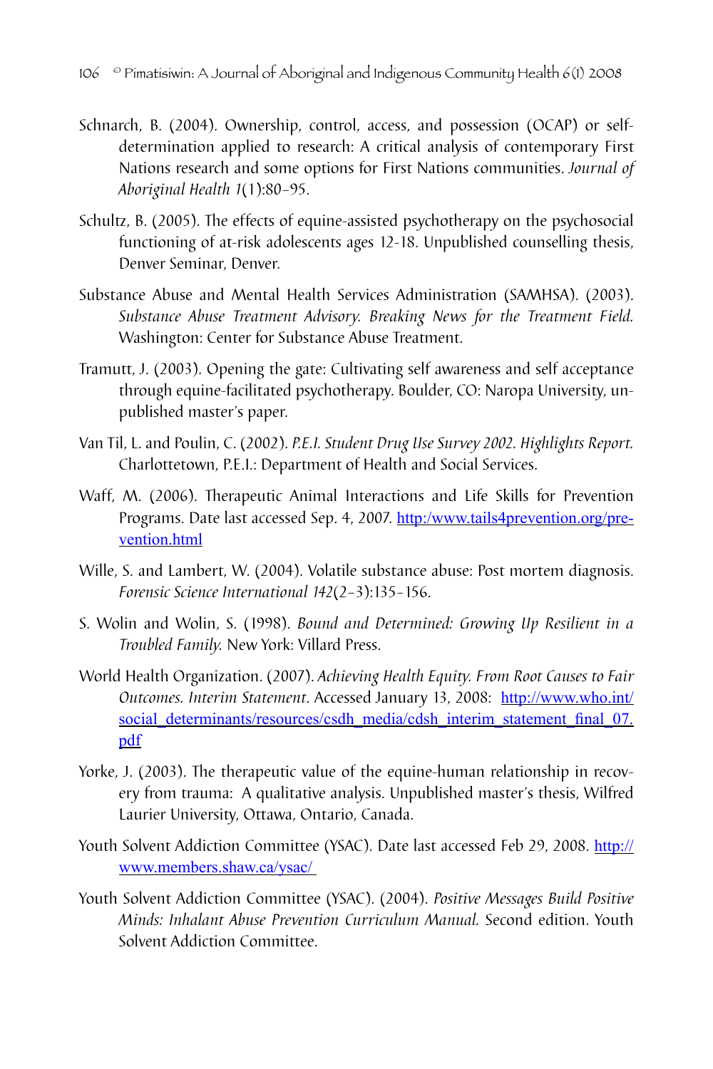Schnarch, B. (2004). Ownership, control, access, and possession (OCAP) or self-determination applied to research: A critical analysis of contemporary First Nations research and some options for First Nations communities. *Journal of Aboriginal Health 1*(1):80–95.

Schultz, B. (2005). The effects of equine-assisted psychotherapy on the psychosocial functioning of at-risk adolescents ages 12-18. Unpublished counselling thesis, Denver Seminar, Denver.

Substance Abuse and Mental Health Services Administration (SAMHSA). (2003). *Substance Abuse Treatment Advisory. Breaking News for the Treatment Field.* Washington: Center for Substance Abuse Treatment.

Tramutt, J. (2003). Opening the gate: Cultivating self awareness and self acceptance through equine-facilitated psychotherapy. Boulder, CO: Naropa University, unpublished master's paper.

Van Til, L. and Poulin, C. (2002). *P.E.I. Student Drug Use Survey 2002. Highlights Report.* Charlottetown, P.E.I.: Department of Health and Social Services.

Waff, M. (2006). Therapeutic Animal Interactions and Life Skills for Prevention Programs. Date last accessed Sep. 4, 2007. http:/www.tails4prevention.org/prevention.html

Wille, S. and Lambert, W. (2004). Volatile substance abuse: Post mortem diagnosis. *Forensic Science International 142*(2–3):135–156.

S. Wolin and Wolin, S. (1998). *Bound and Determined: Growing Up Resilient in a Troubled Family.* New York: Villard Press.

World Health Organization. (2007). *Achieving Health Equity. From Root Causes to Fair Outcomes. Interim Statement.* Accessed January 13, 2008: http://www.who.int/social_determinants/resources/csdh_media/cdsh_interim_statement_final_07.pdf

Yorke, J. (2003). The therapeutic value of the equine-human relationship in recovery from trauma: A qualitative analysis. Unpublished master's thesis, Wilfred Laurier University, Ottawa, Ontario, Canada.

Youth Solvent Addiction Committee (YSAC). Date last accessed Feb 29, 2008. http://www.members.shaw.ca/ysac/

Youth Solvent Addiction Committee (YSAC). (2004). *Positive Messages Build Positive Minds: Inhalant Abuse Prevention Curriculum Manual.* Second edition. Youth Solvent Addiction Committee.